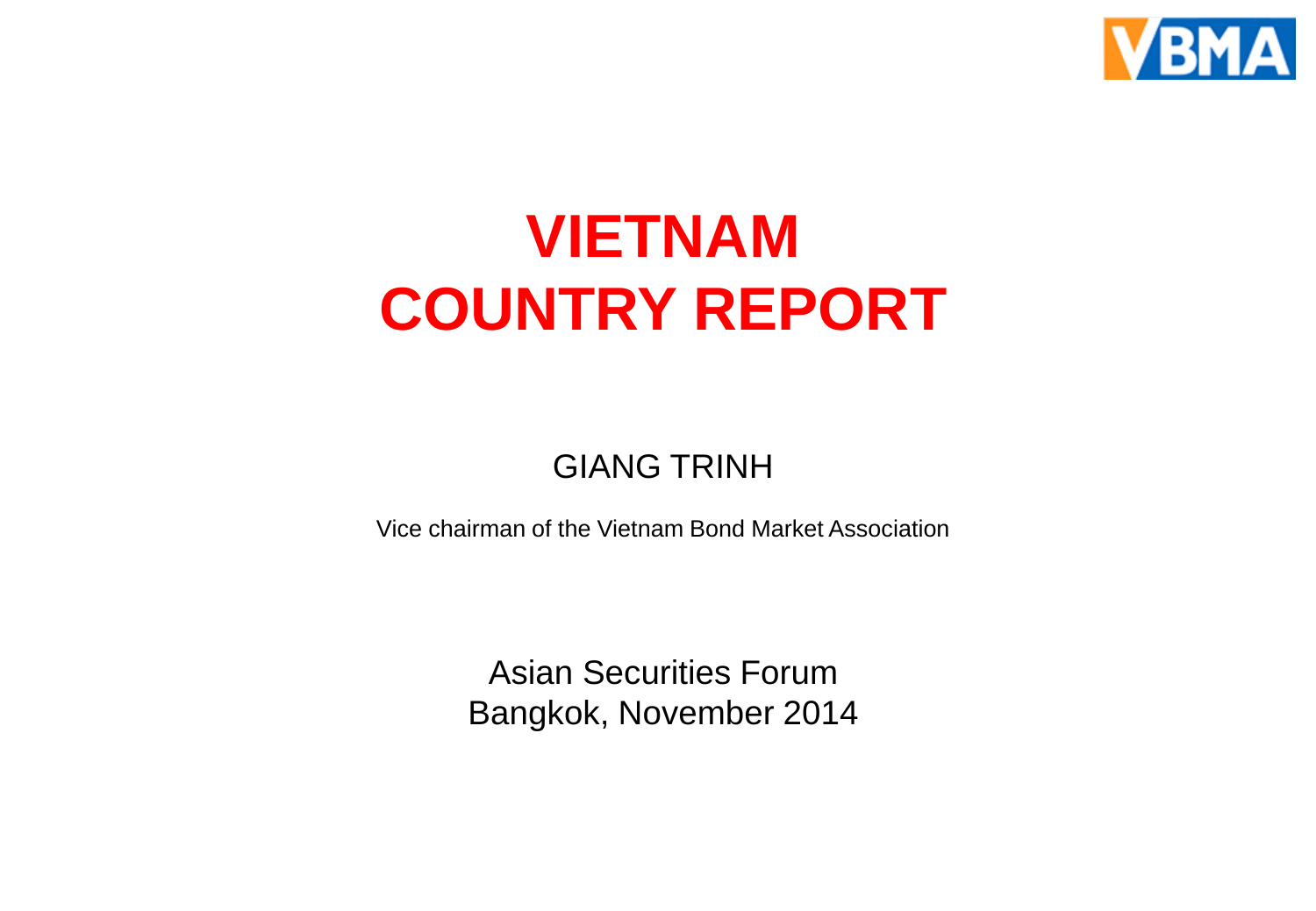VBMA

# VIETNAM
# COUNTRY REPORT

GIANG TRINH

Vice chairman of the Vietnam Bond Market Association

Asian Securities Forum
Bangkok, November 2014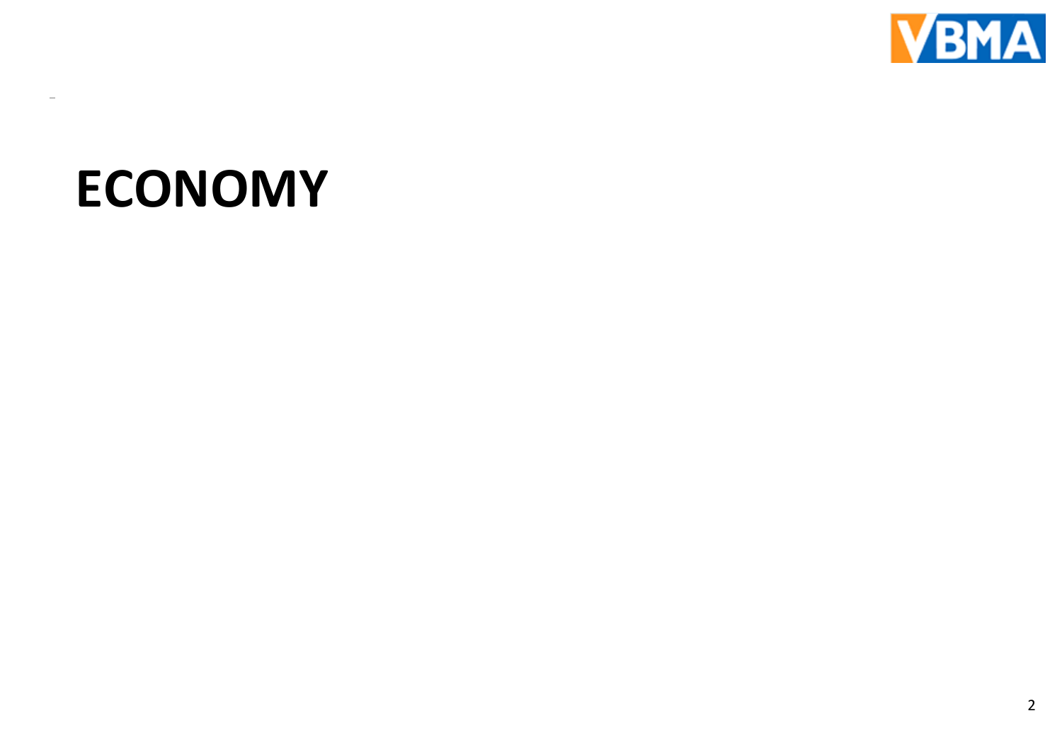# ECONOMY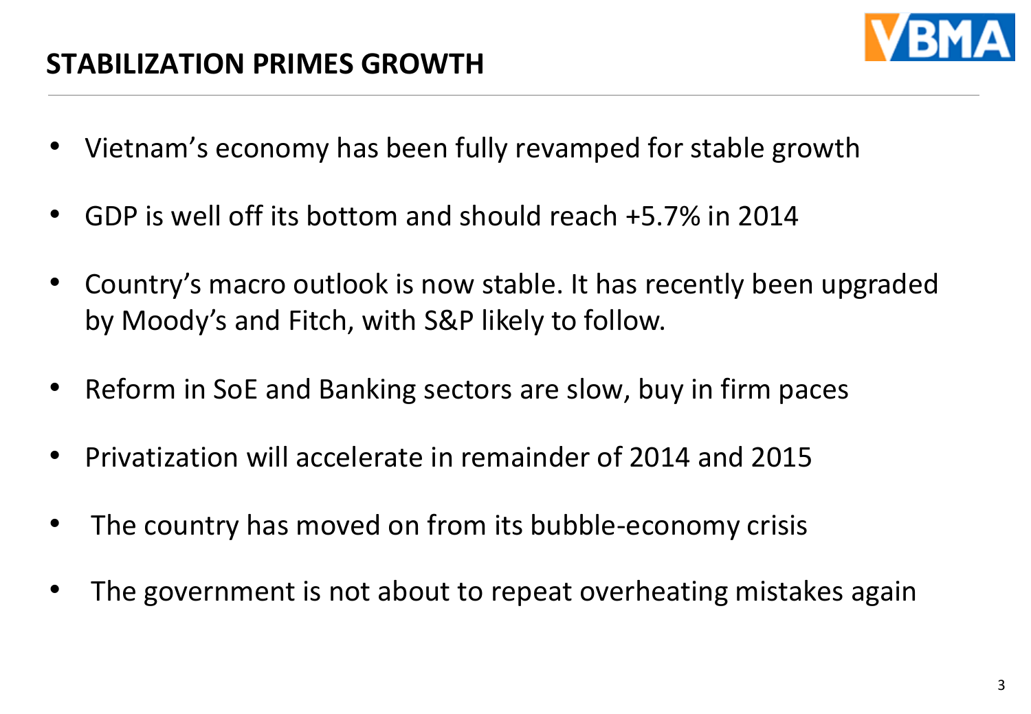## STABILIZATION PRIMES GROWTH

- Vietnam's economy has been fully revamped for stable growth
- GDP is well off its bottom and should reach +5.7% in 2014
- Country's macro outlook is now stable. It has recently been upgraded by Moody's and Fitch, with S&P likely to follow.
- Reform in SoE and Banking sectors are slow, buy in firm paces
- Privatization will accelerate in remainder of 2014 and 2015
- The country has moved on from its bubble-economy crisis
- The government is not about to repeat overheating mistakes again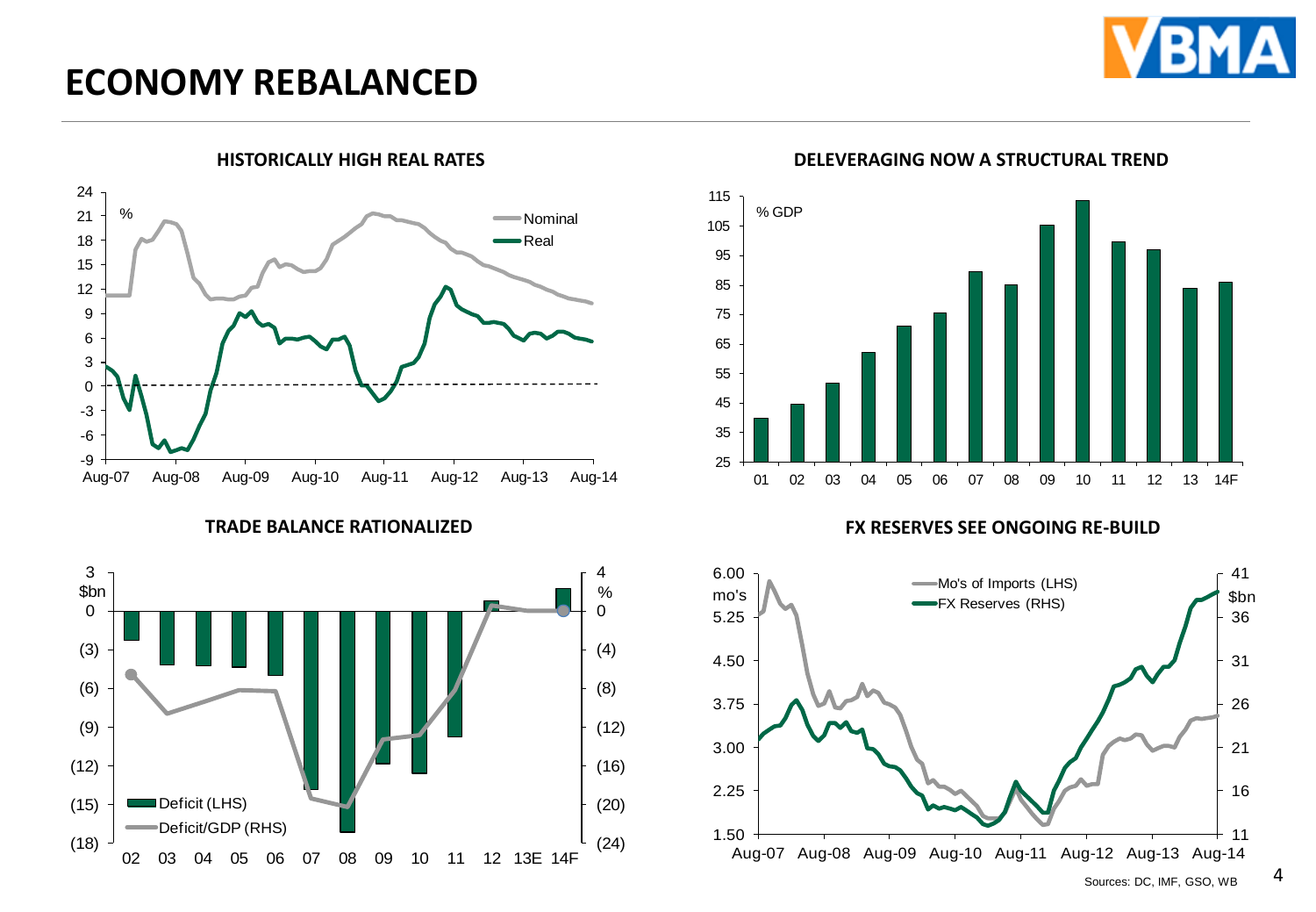# ECONOMY REBALANCED

### HISTORICALLY HIGH REAL RATES

%

Nominal

Real

Aug-07 Aug-08 Aug-09 Aug-10 Aug-11 Aug-12 Aug-13 Aug-14

### DELEVERAGING NOW A STRUCTURAL TREND

% GDP

01 02 03 04 05 06 07 08 09 10 11 12 13 14F

### TRADE BALANCE RATIONALIZED

$bn

%

Deficit (LHS)

Deficit/GDP (RHS)

02 03 04 05 06 07 08 09 10 11 12 13E 14F

### FX RESERVES SEE ONGOING RE-BUILD

mo's

$bn

Mo's of Imports (LHS)

FX Reserves (RHS)

Aug-07 Aug-08 Aug-09 Aug-10 Aug-11 Aug-12 Aug-13 Aug-14

Sources: DC, IMF, GSO, WB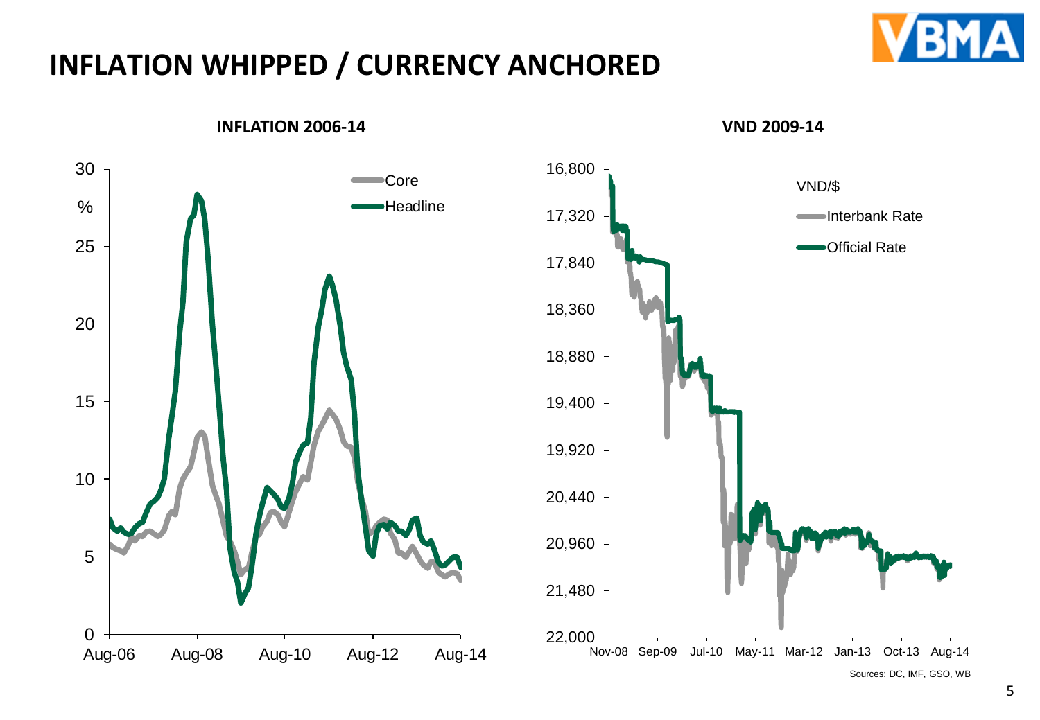# INFLATION WHIPPED / CURRENCY ANCHORED

**INFLATION 2006-14**

30
%
25
20
15
10
5
0

Aug-06 Aug-08 Aug-10 Aug-12 Aug-14

Core
Headline

**VND 2009-14**

16,800
17,320
17,840
18,360
18,880
19,400
19,920
20,440
20,960
21,480
22,000

Nov-08 Sep-09 Jul-10 May-11 Mar-12 Jan-13 Oct-13 Aug-14

VND/$
Interbank Rate
Official Rate

Sources: DC, IMF, GSO, WB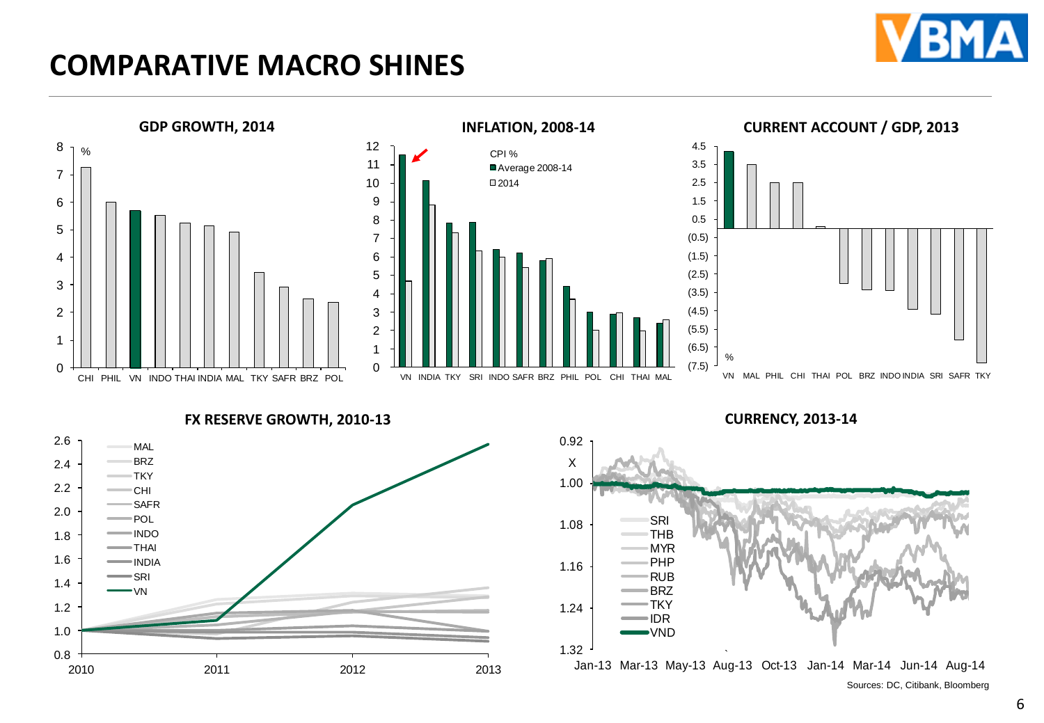# COMPARATIVE MACRO SHINES

### GDP GROWTH, 2014

| % | CHI | PHIL | VN | INDO | THAI | INDIA | MAL | TKY | SAFR | BRZ | POL |
|---|---|---|---|---|---|---|---|---|---|---|---|

### INFLATION, 2008-14

CPI %
- Average 2008-14
- 2014

VN, INDIA, TKY, SRI, INDO, SAFR, BRZ, PHIL, POL, CHI, THAI, MAL

### CURRENT ACCOUNT / GDP, 2013

%

VN, MAL, PHIL, CHI, THAI, POL, BRZ, INDO, INDIA, SRI, SAFR, TKY

### FX RESERVE GROWTH, 2010-13

MAL, BRZ, TKY, CHI, SAFR, POL, INDO, THAI, INDIA, SRI, VN

### CURRENCY, 2013-14

X

SRI, THB, MYR, PHP, RUB, BRZ, TKY, IDR, VND

Sources: DC, Citibank, Bloomberg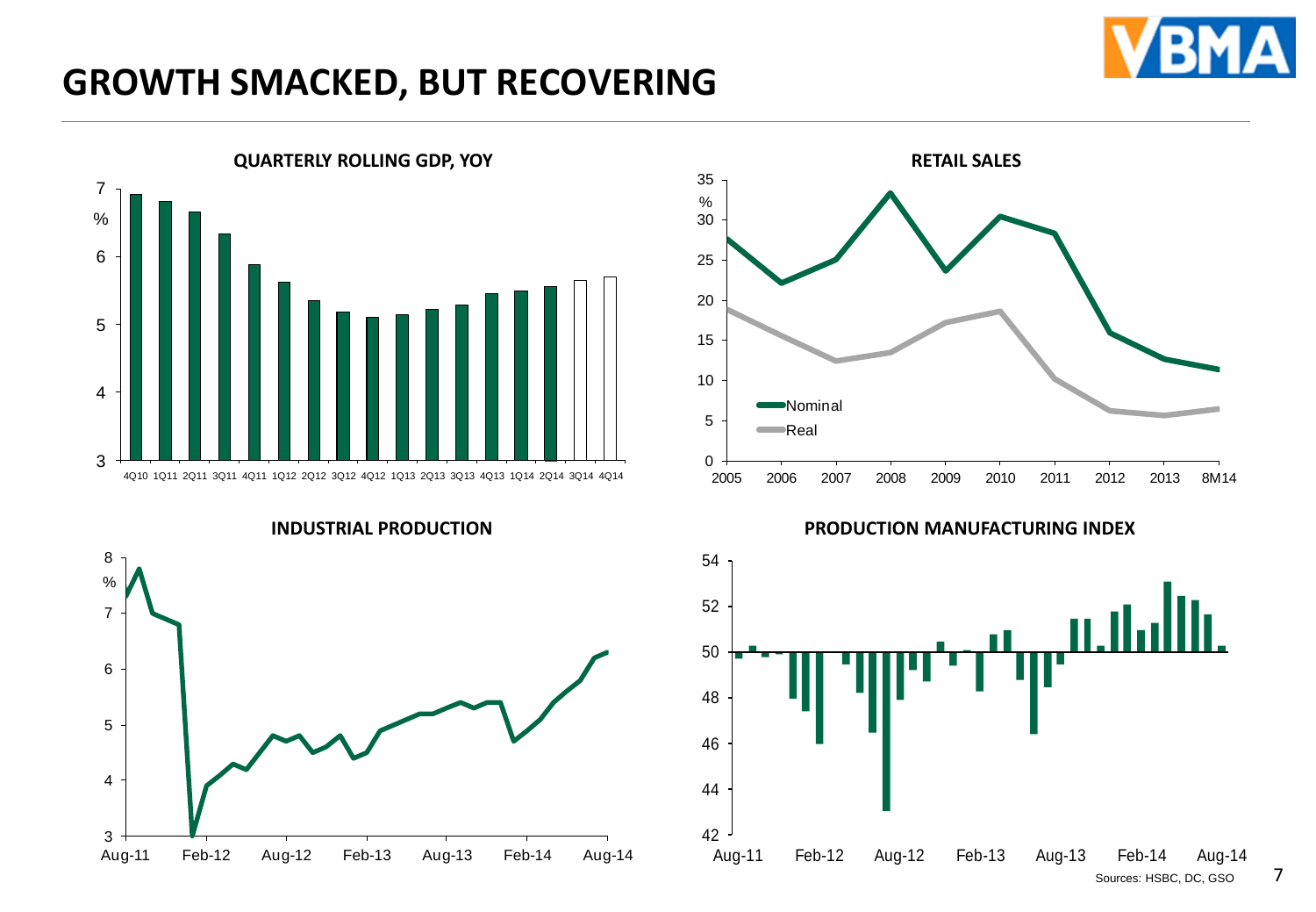# GROWTH SMACKED, BUT RECOVERING

**QUARTERLY ROLLING GDP, YOY**

**RETAIL SALES**

**INDUSTRIAL PRODUCTION**

**PRODUCTION MANUFACTURING INDEX**

Sources: HSBC, DC, GSO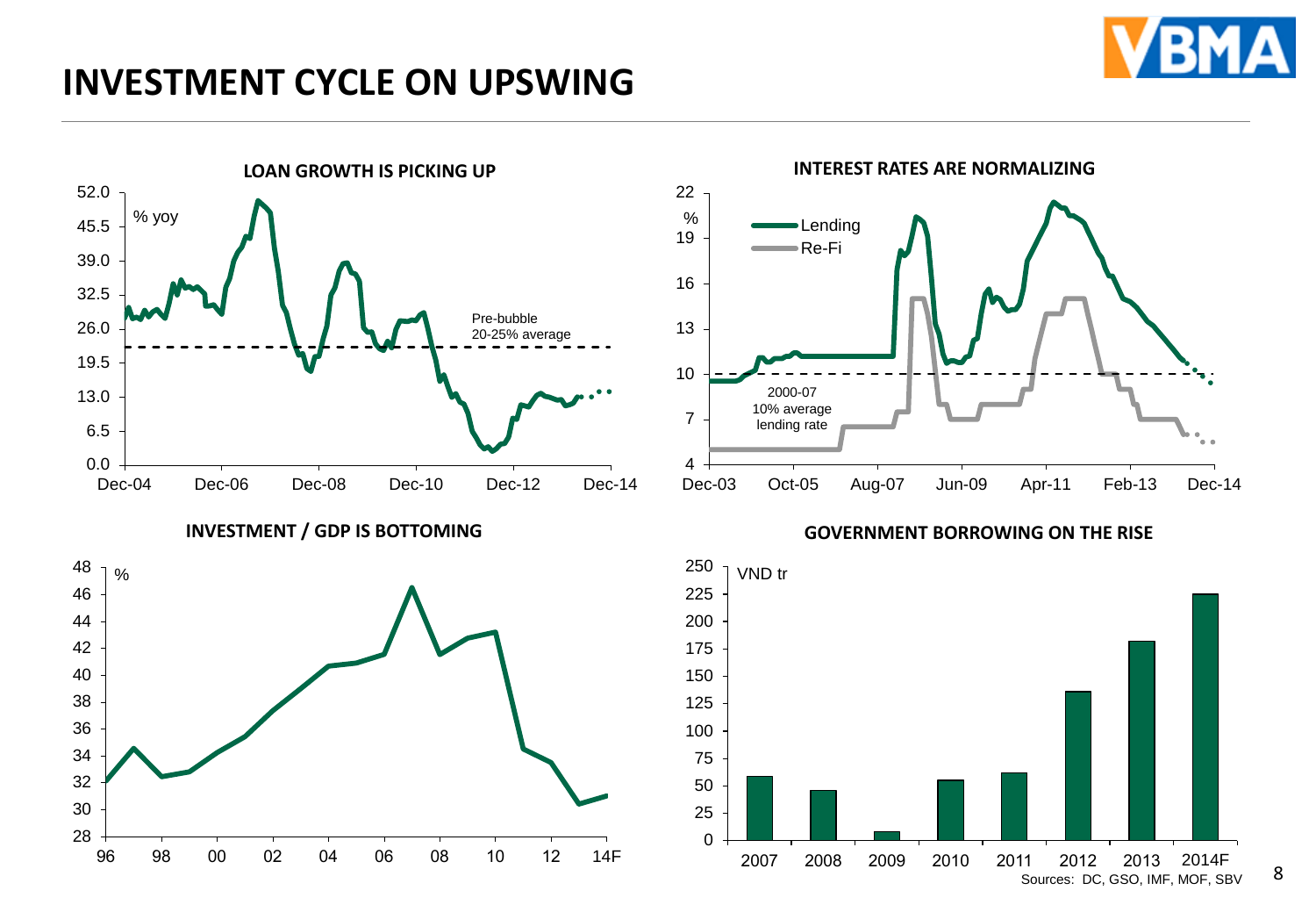# INVESTMENT CYCLE ON UPSWING

### LOAN GROWTH IS PICKING UP

% yoy

Pre-bubble 20-25% average

### INTEREST RATES ARE NORMALIZING

%

Lending

Re-Fi

2000-07 10% average lending rate

### INVESTMENT / GDP IS BOTTOMING

%

### GOVERNMENT BORROWING ON THE RISE

VND tr

Sources: DC, GSO, IMF, MOF, SBV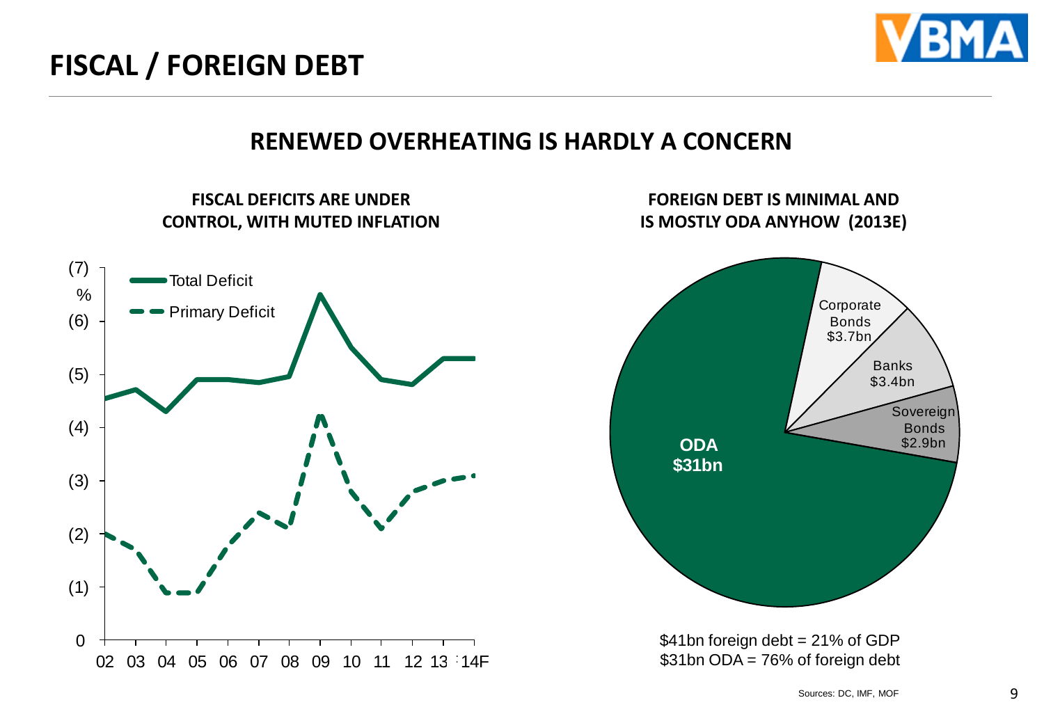# FISCAL / FOREIGN DEBT

## RENEWED OVERHEATING IS HARDLY A CONCERN

### FISCAL DEFICITS ARE UNDER CONTROL, WITH MUTED INFLATION

Total Deficit

Primary Deficit

%

(7)
(6)
(5)
(4)
(3)
(2)
(1)
0

02 03 04 05 06 07 08 09 10 11 12 13 14F

### FOREIGN DEBT IS MINIMAL AND IS MOSTLY ODA ANYHOW (2013E)

**ODA $31bn**

Corporate Bonds $3.7bn

Banks $3.4bn

Sovereign Bonds $2.9bn

$41bn foreign debt = 21% of GDP
$31bn ODA = 76% of foreign debt

Sources: DC, IMF, MOF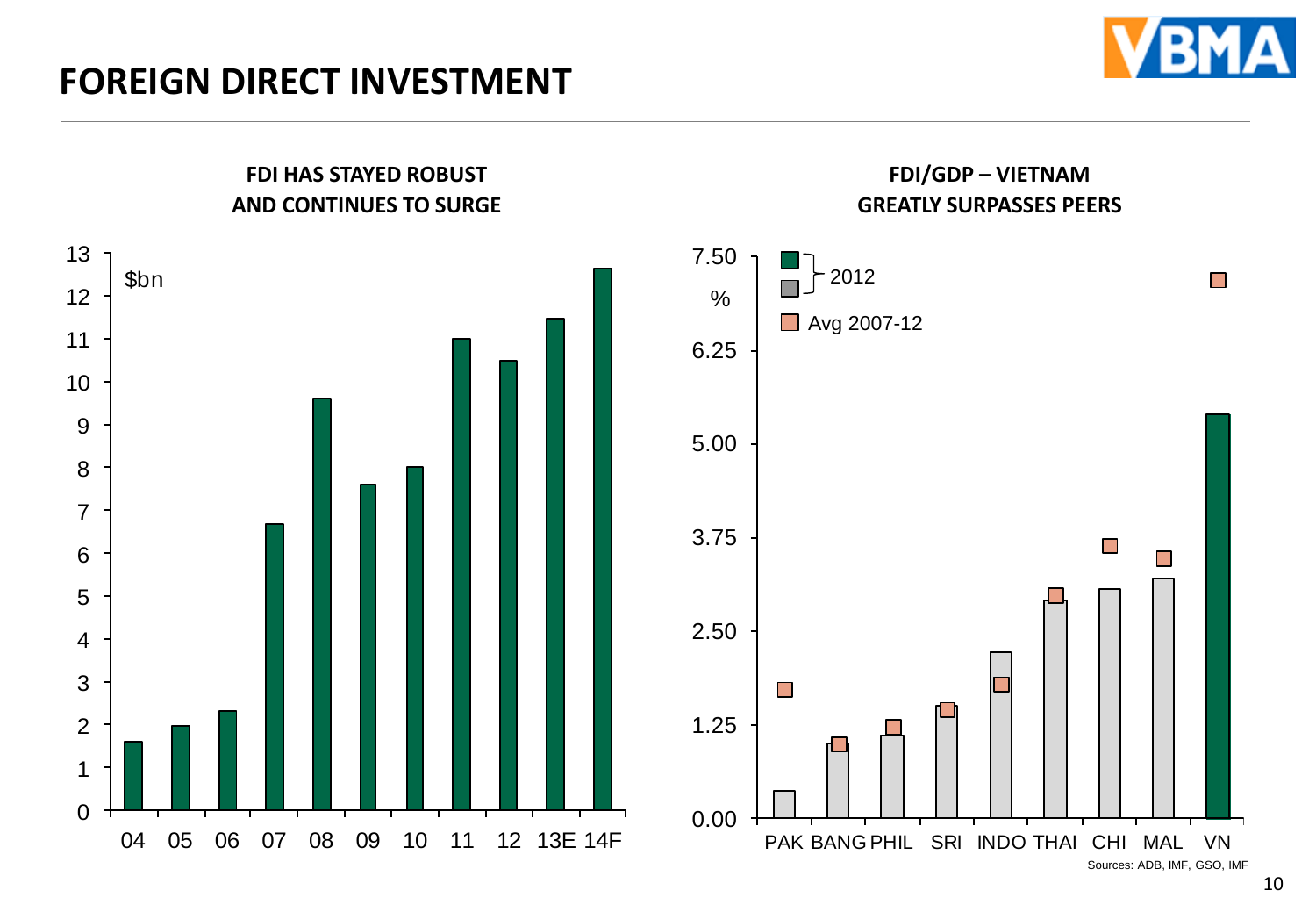# FOREIGN DIRECT INVESTMENT

## FDI HAS STAYED ROBUST AND CONTINUES TO SURGE

$bn

| Year | FDI ($bn) |
|---|---|
| 04 | 1.6 |
| 05 | 2.0 |
| 06 | 2.3 |
| 07 | 6.7 |
| 08 | 9.6 |
| 09 | 7.6 |
| 10 | 8.0 |
| 11 | 11.0 |
| 12 | 10.5 |
| 13E | 11.5 |
| 14F | 12.6 |

## FDI/GDP – VIETNAM GREATLY SURPASSES PEERS

%

Legend: 2012 (bars); Avg 2007-12 (markers)

| Country | 2012 | Avg 2007-12 |
|---|---|---|
| PAK | 0.4 | 1.7 |
| BANG | 1.0 | 1.0 |
| PHIL | 1.1 | 1.2 |
| SRI | 1.5 | 1.5 |
| INDO | 2.2 | 1.8 |
| THAI | 2.9 | 3.0 |
| CHI | 3.1 | 3.6 |
| MAL | 3.2 | 3.5 |
| VN | 5.4 | 7.2 |

Sources: ADB, IMF, GSO, IMF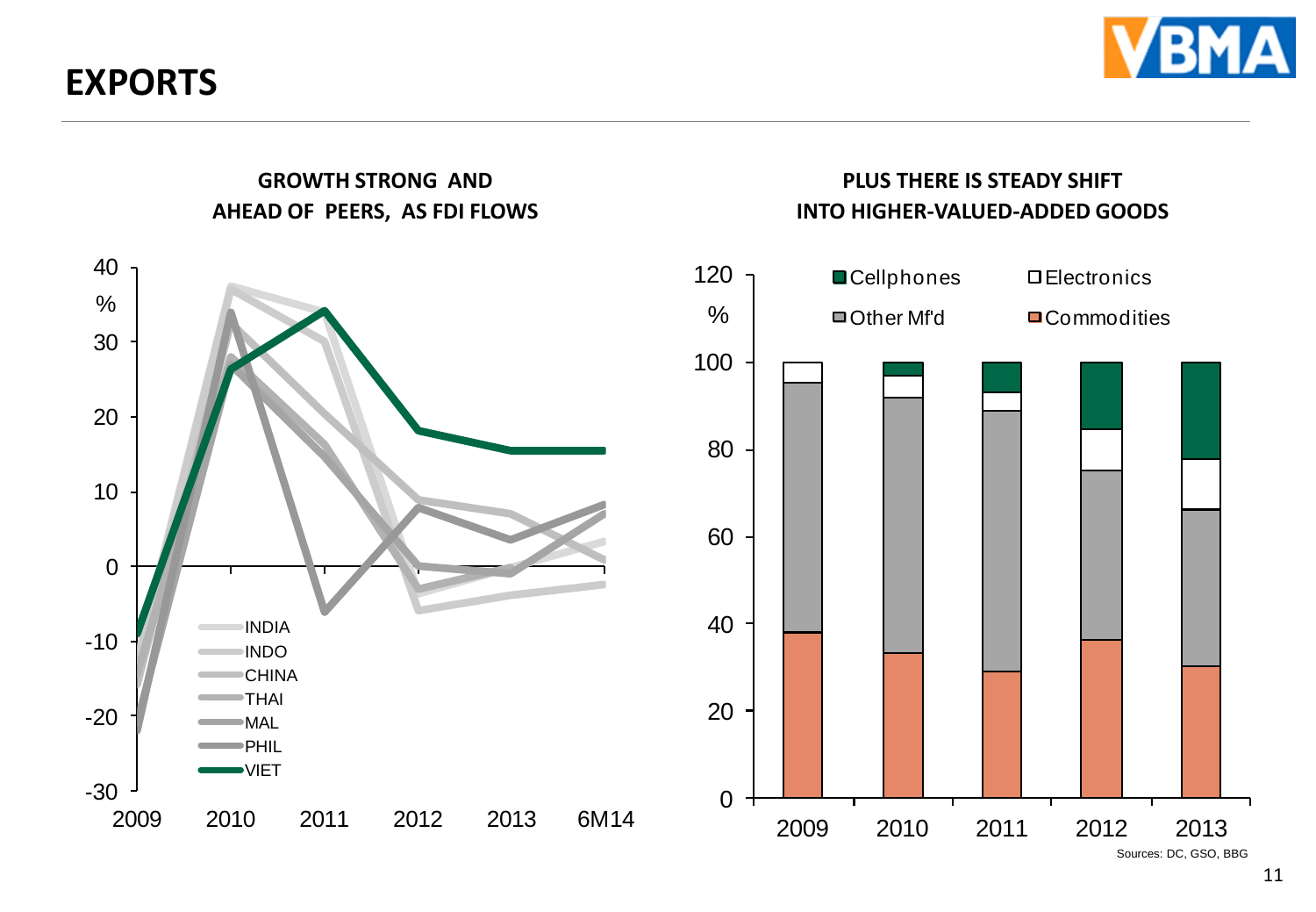# EXPORTS

**GROWTH STRONG AND AHEAD OF PEERS, AS FDI FLOWS**

40 %, 30, 20, 10, 0, -10, -20, -30

2009, 2010, 2011, 2012, 2013, 6M14

INDIA, INDO, CHINA, THAI, MAL, PHIL, VIET

**PLUS THERE IS STEADY SHIFT INTO HIGHER-VALUED-ADDED GOODS**

120 %, 100, 80, 60, 40, 20, 0

Cellphones, Electronics, Other Mf'd, Commodities

2009, 2010, 2011, 2012, 2013

Sources: DC, GSO, BBG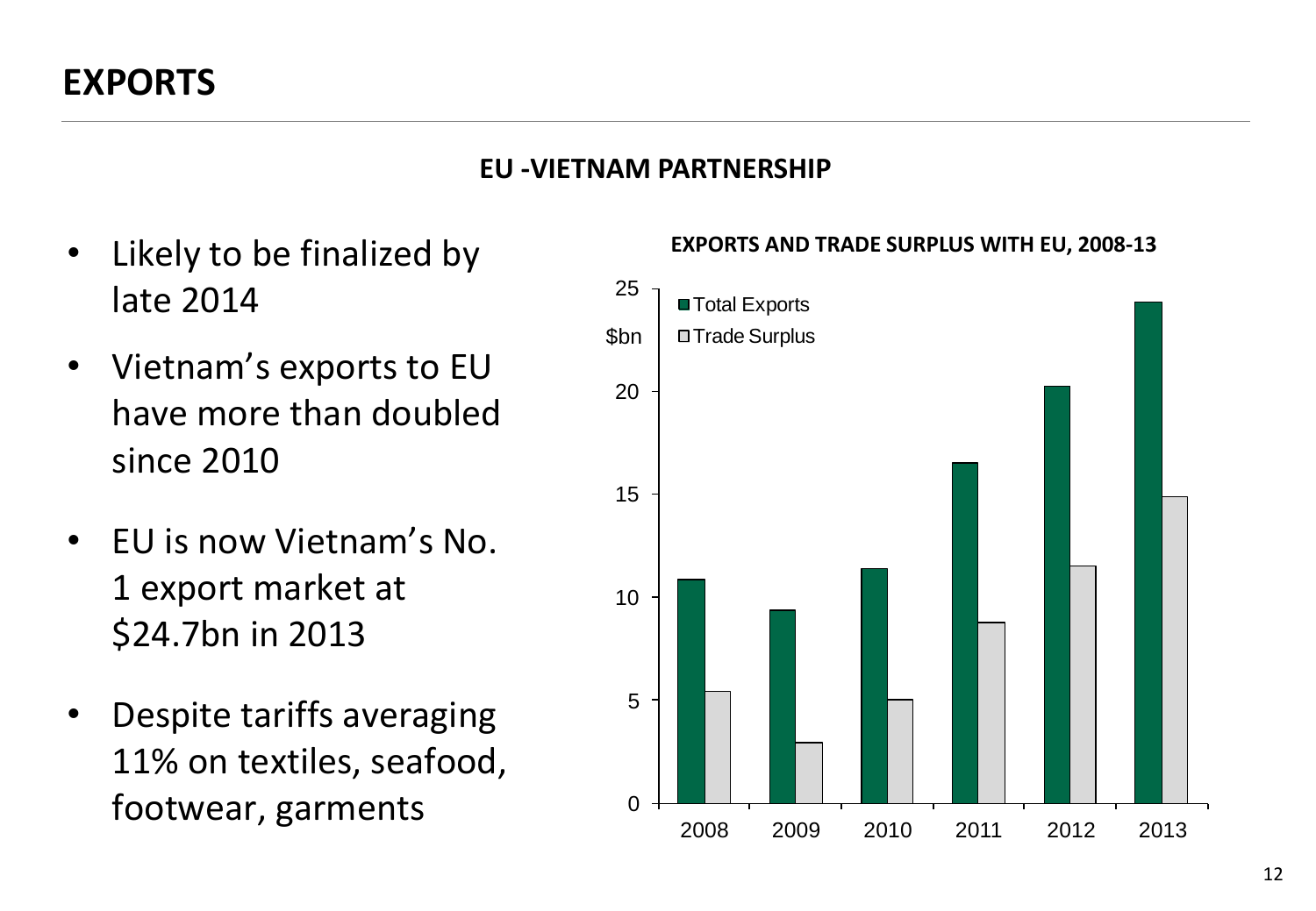# EXPORTS

## EU -VIETNAM PARTNERSHIP

- Likely to be finalized by late 2014
- Vietnam's exports to EU have more than doubled since 2010
- EU is now Vietnam's No. 1 export market at $24.7bn in 2013
- Despite tariffs averaging 11% on textiles, seafood, footwear, garments

**EXPORTS AND TRADE SURPLUS WITH EU, 2008-13**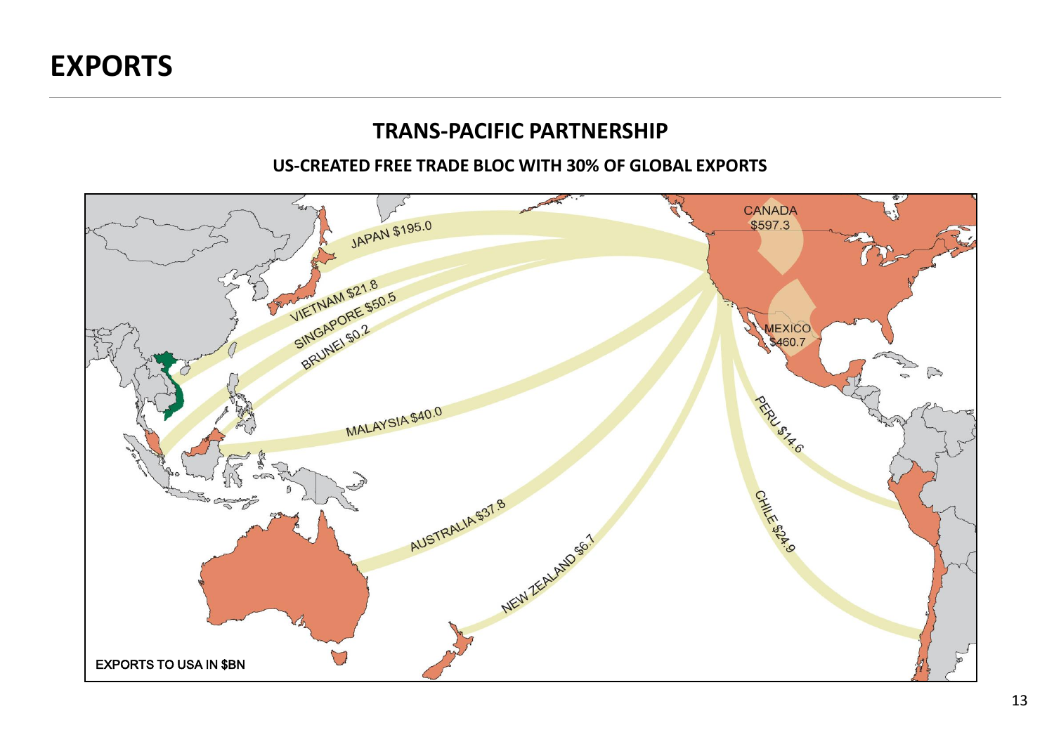# EXPORTS

## TRANS-PACIFIC PARTNERSHIP

### US-CREATED FREE TRADE BLOC WITH 30% OF GLOBAL EXPORTS

CANADA $597.3

MEXICO $460.7

JAPAN $195.0

VIETNAM $21.8

SINGAPORE $50.5

BRUNEI $0.2

MALAYSIA $40.0

AUSTRALIA $37.8

NEW ZEALAND $6.7

PERU $14.6

CHILE $24.9

EXPORTS TO USA IN $BN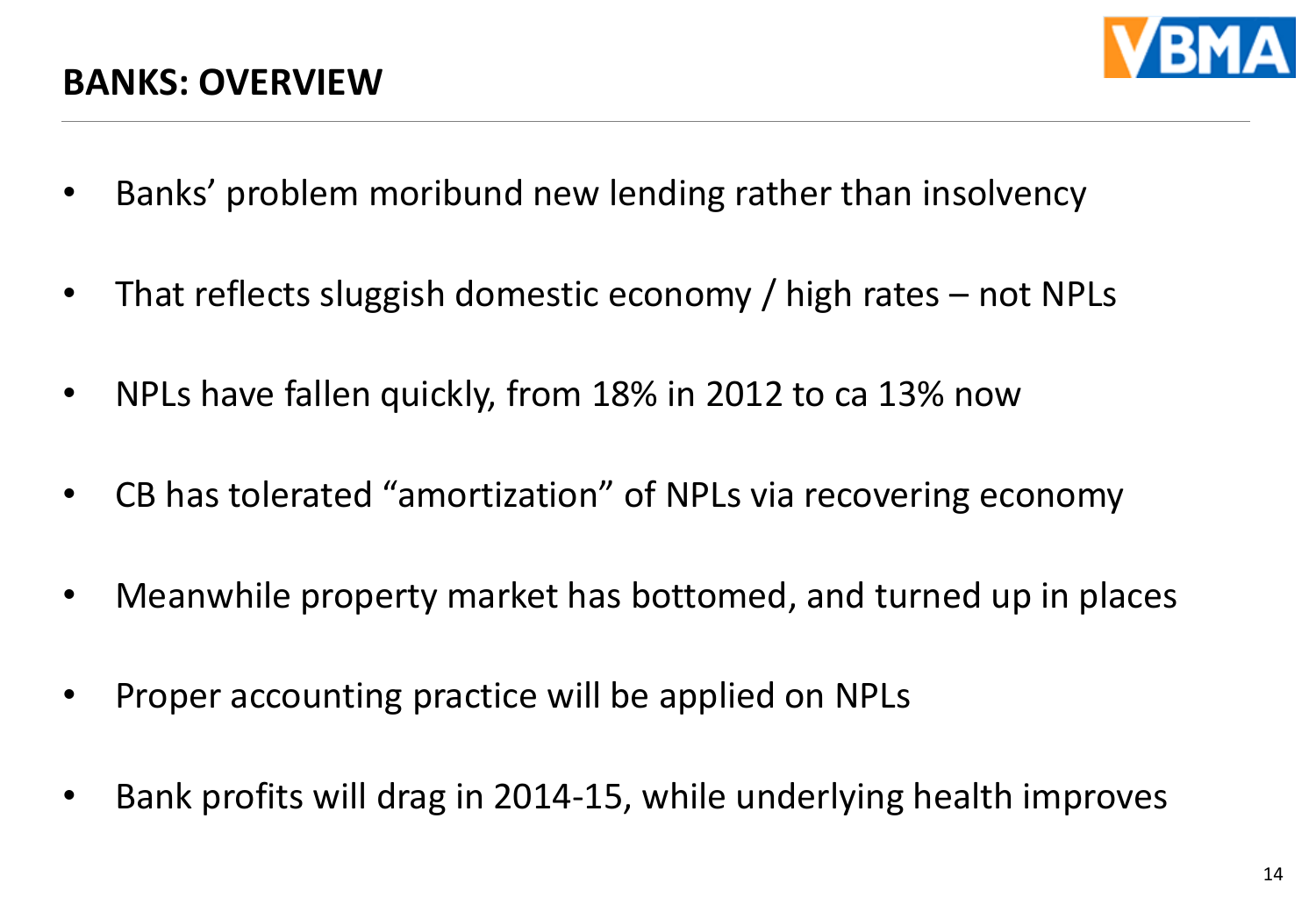## BANKS: OVERVIEW

- Banks' problem moribund new lending rather than insolvency
- That reflects sluggish domestic economy / high rates – not NPLs
- NPLs have fallen quickly, from 18% in 2012 to ca 13% now
- CB has tolerated "amortization" of NPLs via recovering economy
- Meanwhile property market has bottomed, and turned up in places
- Proper accounting practice will be applied on NPLs
- Bank profits will drag in 2014-15, while underlying health improves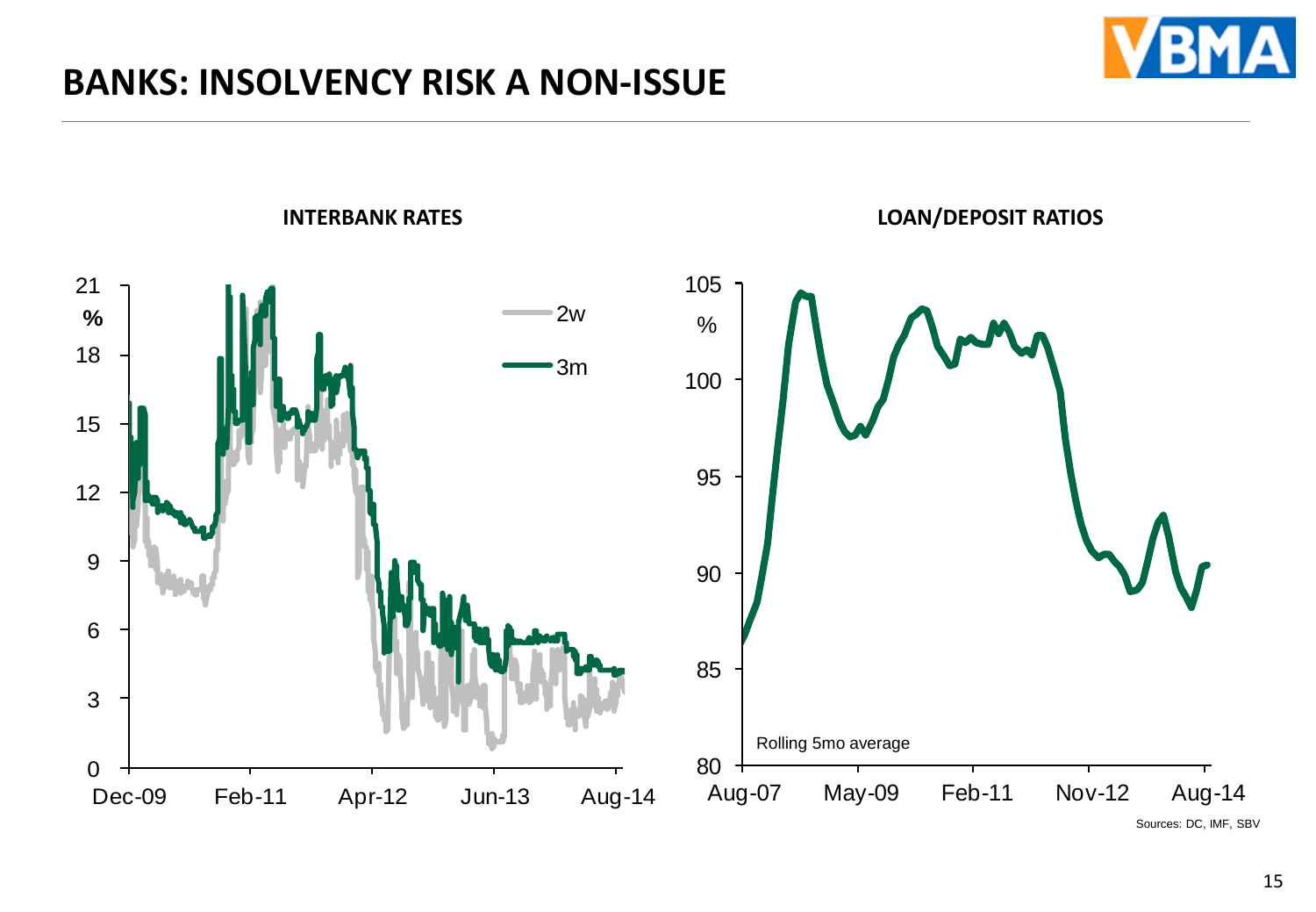# BANKS: INSOLVENCY RISK A NON-ISSUE

**INTERBANK RATES**

**LOAN/DEPOSIT RATIOS**

Rolling 5mo average

Sources: DC, IMF, SBV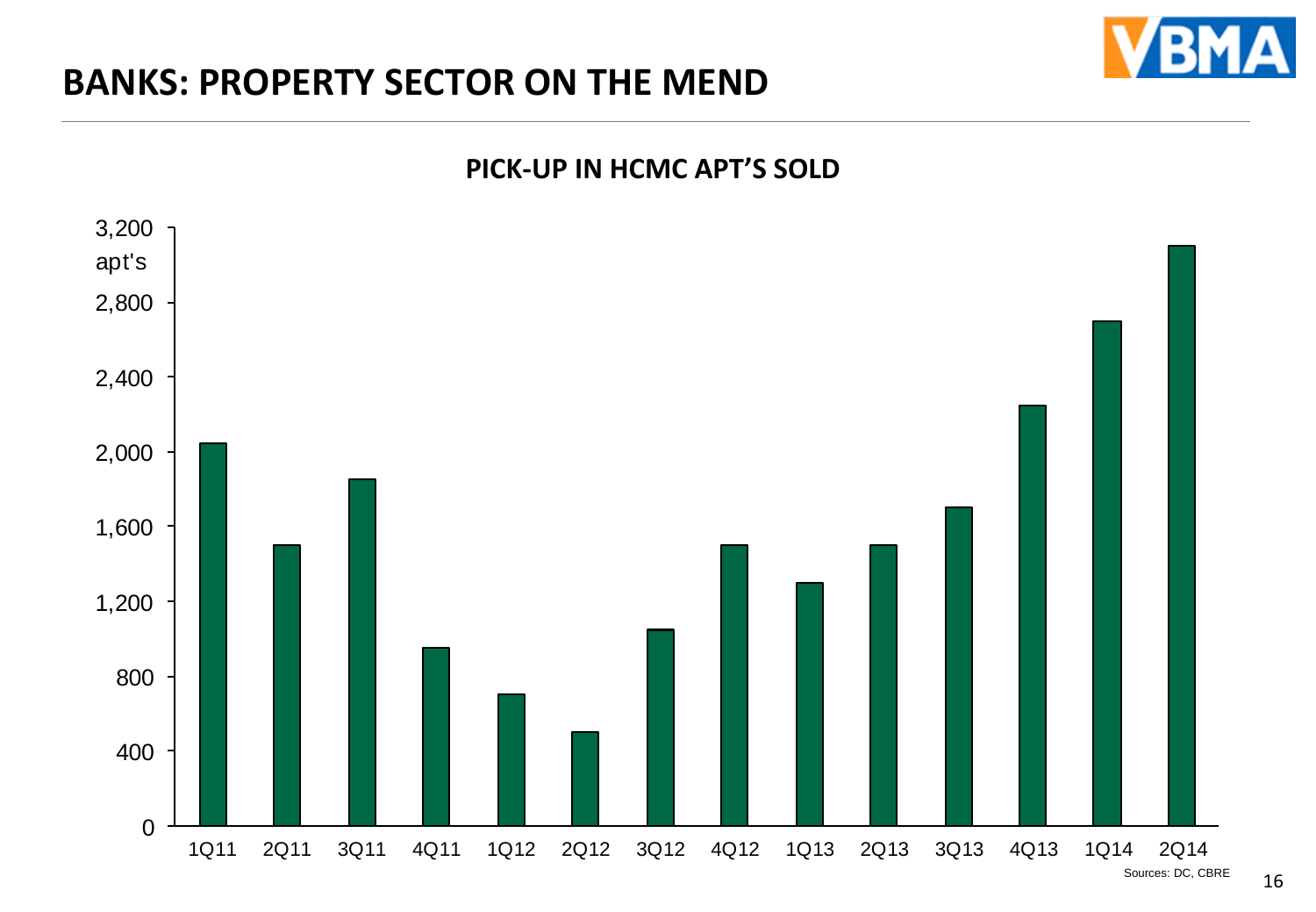# BANKS: PROPERTY SECTOR ON THE MEND

**PICK-UP IN HCMC APT'S SOLD**

| Quarter | Apt's sold |
|---|---|
| 1Q11 | 2,050 |
| 2Q11 | 1,500 |
| 3Q11 | 1,850 |
| 4Q11 | 950 |
| 1Q12 | 700 |
| 2Q12 | 500 |
| 3Q12 | 1,050 |
| 4Q12 | 1,500 |
| 1Q13 | 1,300 |
| 2Q13 | 1,500 |
| 3Q13 | 1,700 |
| 4Q13 | 2,250 |
| 1Q14 | 2,700 |
| 2Q14 | 3,100 |

Sources: DC, CBRE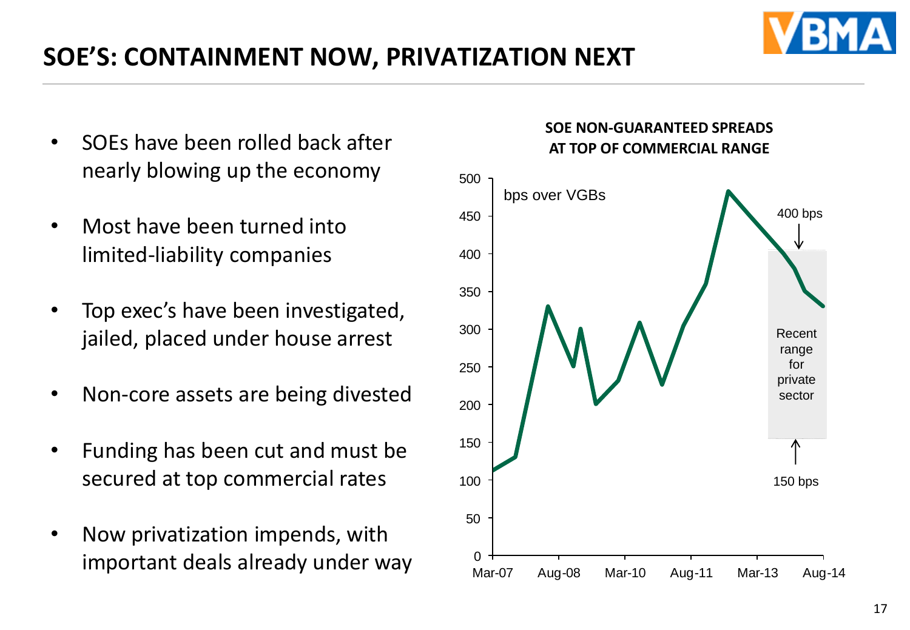# SOE'S: CONTAINMENT NOW, PRIVATIZATION NEXT

- SOEs have been rolled back after nearly blowing up the economy
- Most have been turned into limited-liability companies
- Top exec's have been investigated, jailed, placed under house arrest
- Non-core assets are being divested
- Funding has been cut and must be secured at top commercial rates
- Now privatization impends, with important deals already under way

**SOE NON-GUARANTEED SPREADS AT TOP OF COMMERCIAL RANGE**

bps over VGBs

Recent range for private sector: 150 bps – 400 bps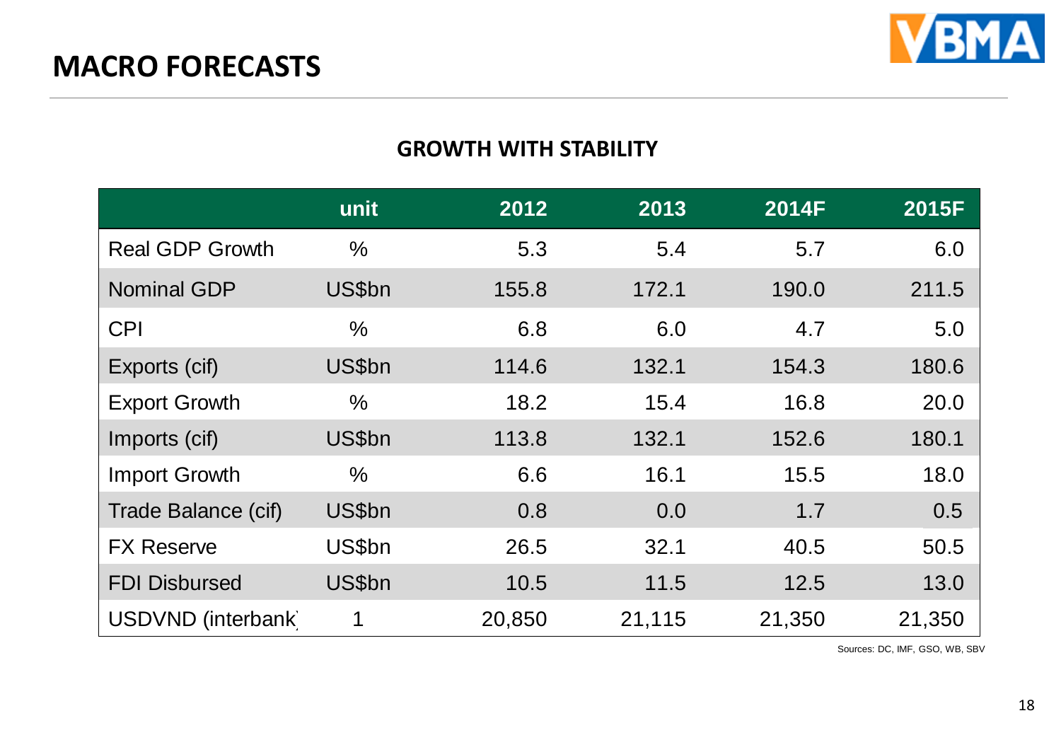# MACRO FORECASTS

## GROWTH WITH STABILITY

| | unit | 2012 | 2013 | 2014F | 2015F |
|---|---|---|---|---|---|
| Real GDP Growth | % | 5.3 | 5.4 | 5.7 | 6.0 |
| Nominal GDP | US$bn | 155.8 | 172.1 | 190.0 | 211.5 |
| CPI | % | 6.8 | 6.0 | 4.7 | 5.0 |
| Exports (cif) | US$bn | 114.6 | 132.1 | 154.3 | 180.6 |
| Export Growth | % | 18.2 | 15.4 | 16.8 | 20.0 |
| Imports (cif) | US$bn | 113.8 | 132.1 | 152.6 | 180.1 |
| Import Growth | % | 6.6 | 16.1 | 15.5 | 18.0 |
| Trade Balance (cif) | US$bn | 0.8 | 0.0 | 1.7 | 0.5 |
| FX Reserve | US$bn | 26.5 | 32.1 | 40.5 | 50.5 |
| FDI Disbursed | US$bn | 10.5 | 11.5 | 12.5 | 13.0 |
| USDVND (interbank) | 1 | 20,850 | 21,115 | 21,350 | 21,350 |

Sources: DC, IMF, GSO, WB, SBV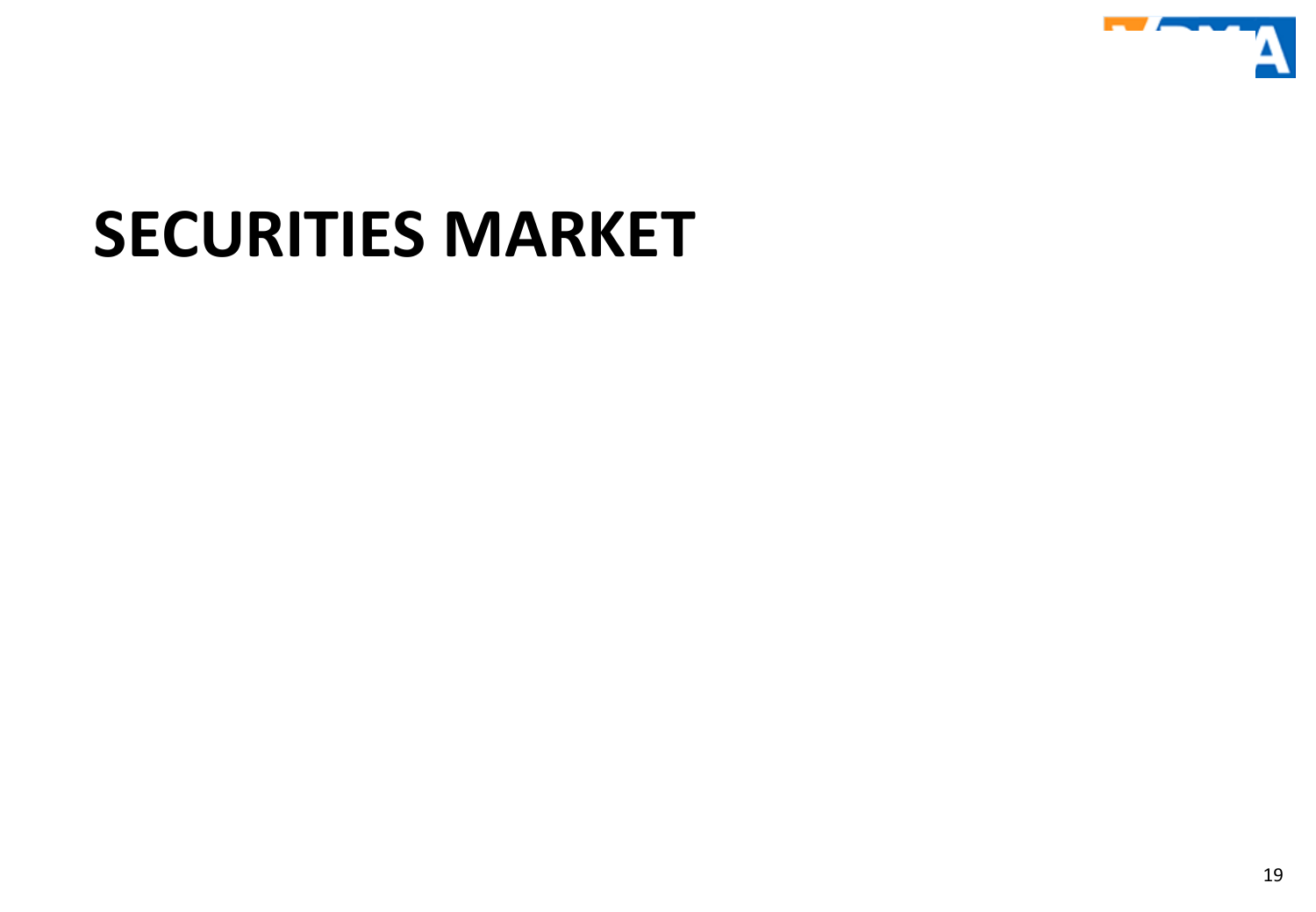# SECURITIES MARKET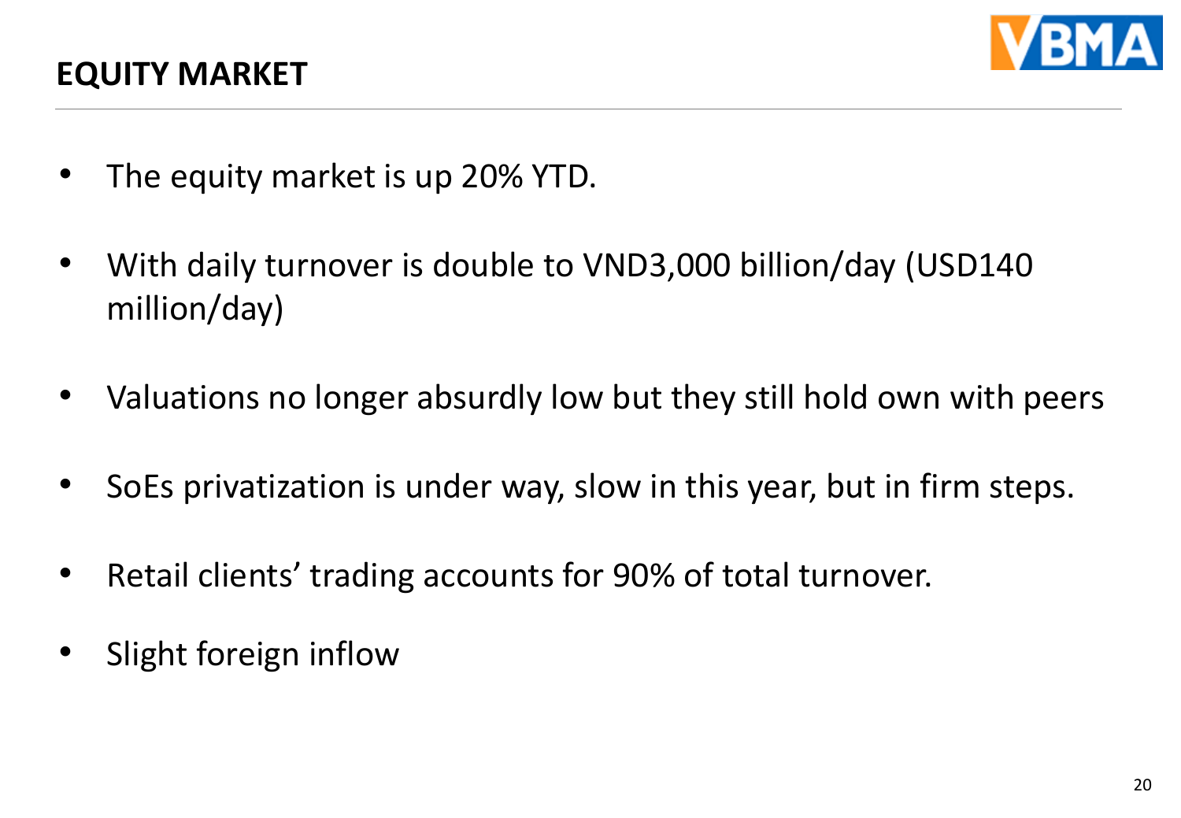# EQUITY MARKET

- The equity market is up 20% YTD.
- With daily turnover is double to VND3,000 billion/day (USD140 million/day)
- Valuations no longer absurdly low but they still hold own with peers
- SoEs privatization is under way, slow in this year, but in firm steps.
- Retail clients' trading accounts for 90% of total turnover.
- Slight foreign inflow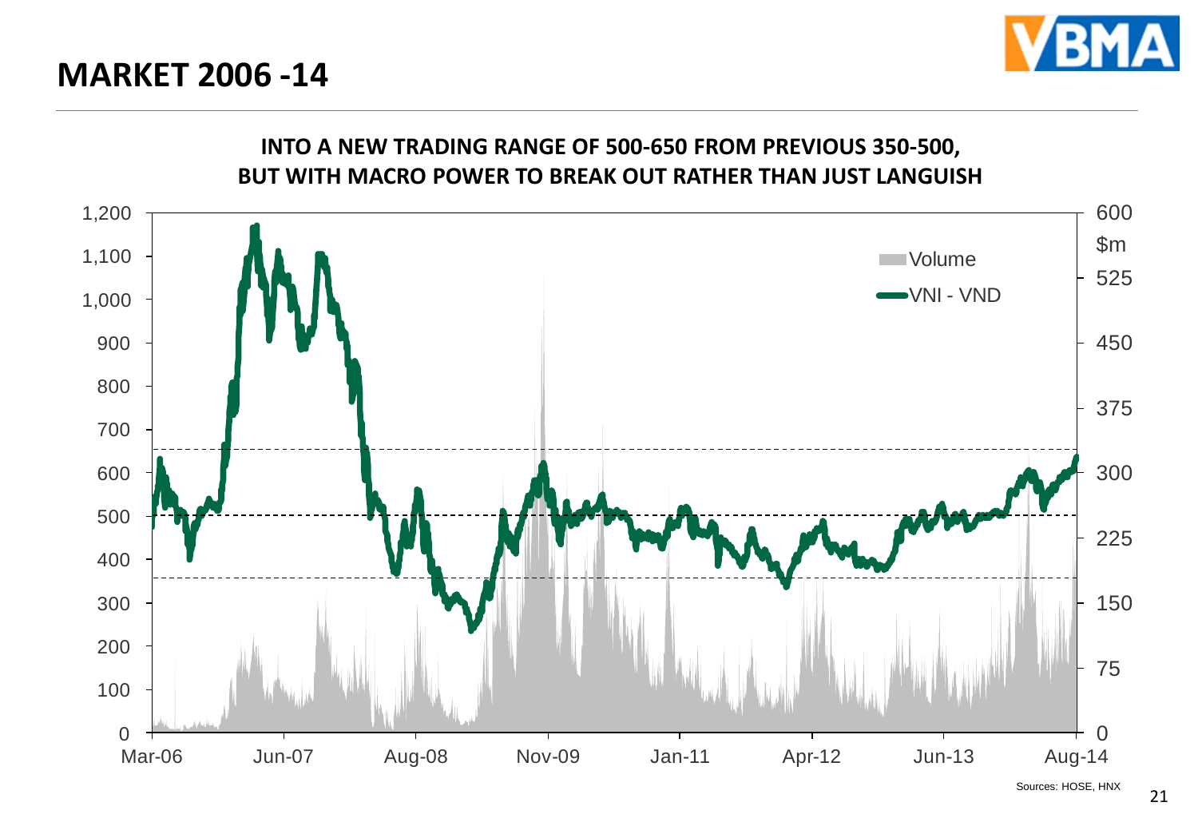# MARKET 2006 -14

**INTO A NEW TRADING RANGE OF 500-650 FROM PREVIOUS 350-500, BUT WITH MACRO POWER TO BREAK OUT RATHER THAN JUST LANGUISH**

Sources: HOSE, HNX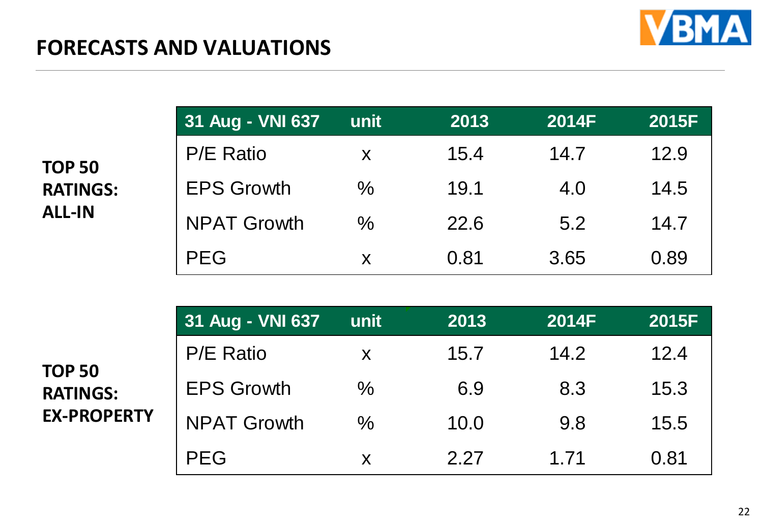# FORECASTS AND VALUATIONS

**TOP 50 RATINGS: ALL-IN**

| 31 Aug - VNI 637 | unit | 2013 | 2014F | 2015F |
|---|---|---|---|---|
| P/E Ratio | x | 15.4 | 14.7 | 12.9 |
| EPS Growth | % | 19.1 | 4.0 | 14.5 |
| NPAT Growth | % | 22.6 | 5.2 | 14.7 |
| PEG | x | 0.81 | 3.65 | 0.89 |

**TOP 50 RATINGS: EX-PROPERTY**

| 31 Aug - VNI 637 | unit | 2013 | 2014F | 2015F |
|---|---|---|---|---|
| P/E Ratio | x | 15.7 | 14.2 | 12.4 |
| EPS Growth | % | 6.9 | 8.3 | 15.3 |
| NPAT Growth | % | 10.0 | 9.8 | 15.5 |
| PEG | x | 2.27 | 1.71 | 0.81 |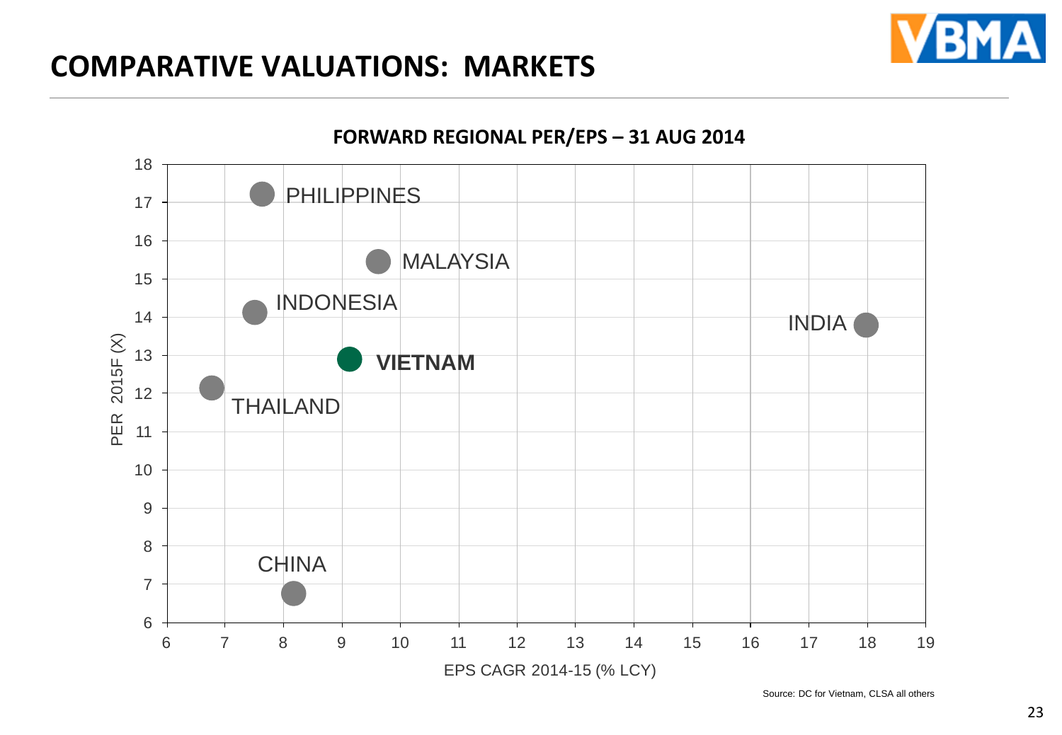# COMPARATIVE VALUATIONS: MARKETS

**FORWARD REGIONAL PER/EPS – 31 AUG 2014**

| Market | EPS CAGR 2014-15 (% LCY) | PER 2015F (X) |
|---|---|---|
| PHILIPPINES | ~7.6 | ~17.2 |
| MALAYSIA | ~9.6 | ~15.5 |
| INDONESIA | ~7.5 | ~14.1 |
| INDIA | ~18.0 | ~13.8 |
| **VIETNAM** | ~9.1 | ~12.9 |
| THAILAND | ~6.8 | ~12.2 |
| CHINA | ~8.2 | ~6.8 |

Source: DC for Vietnam, CLSA all others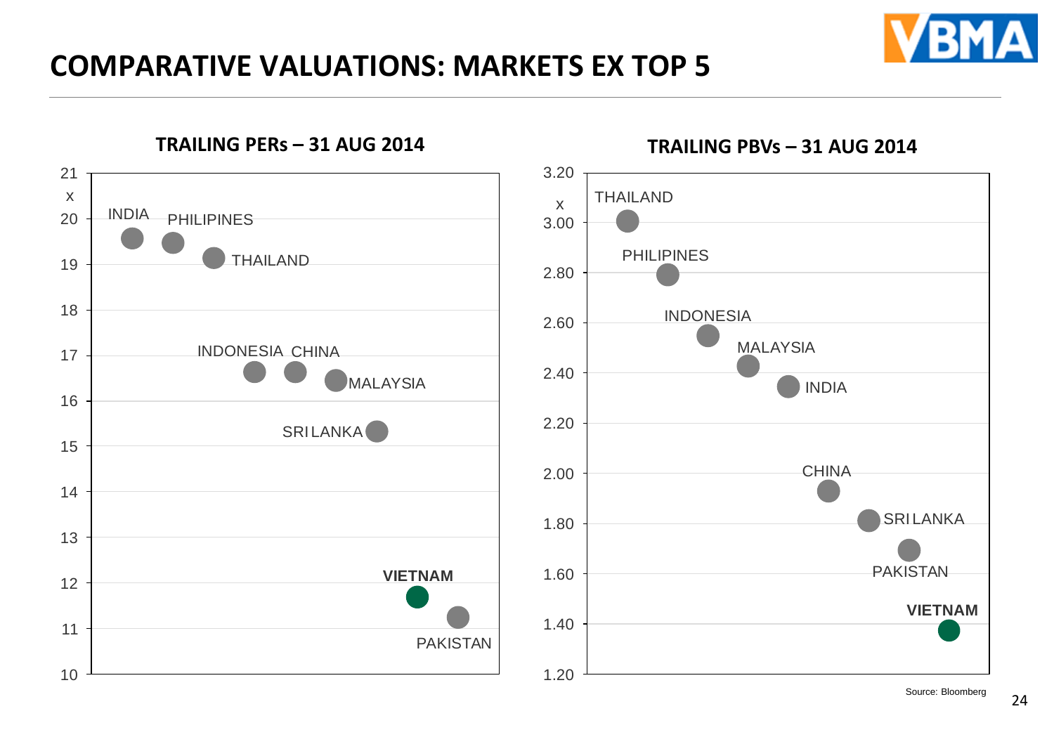# COMPARATIVE VALUATIONS: MARKETS EX TOP 5

**TRAILING PERs – 31 AUG 2014**

| Market | Trailing PER (x) |
|---|---|
| INDIA | ~19.6 |
| PHILIPINES | ~19.5 |
| THAILAND | ~19.1 |
| INDONESIA | ~16.6 |
| CHINA | ~16.6 |
| MALAYSIA | ~16.4 |
| SRI LANKA | ~15.3 |
| **VIETNAM** | ~11.7 |
| PAKISTAN | ~11.2 |

**TRAILING PBVs – 31 AUG 2014**

| Market | Trailing PBV (x) |
|---|---|
| THAILAND | ~3.00 |
| PHILIPINES | ~2.79 |
| INDONESIA | ~2.55 |
| MALAYSIA | ~2.43 |
| INDIA | ~2.35 |
| CHINA | ~1.93 |
| SRI LANKA | ~1.81 |
| PAKISTAN | ~1.69 |
| **VIETNAM** | ~1.37 |

Source: Bloomberg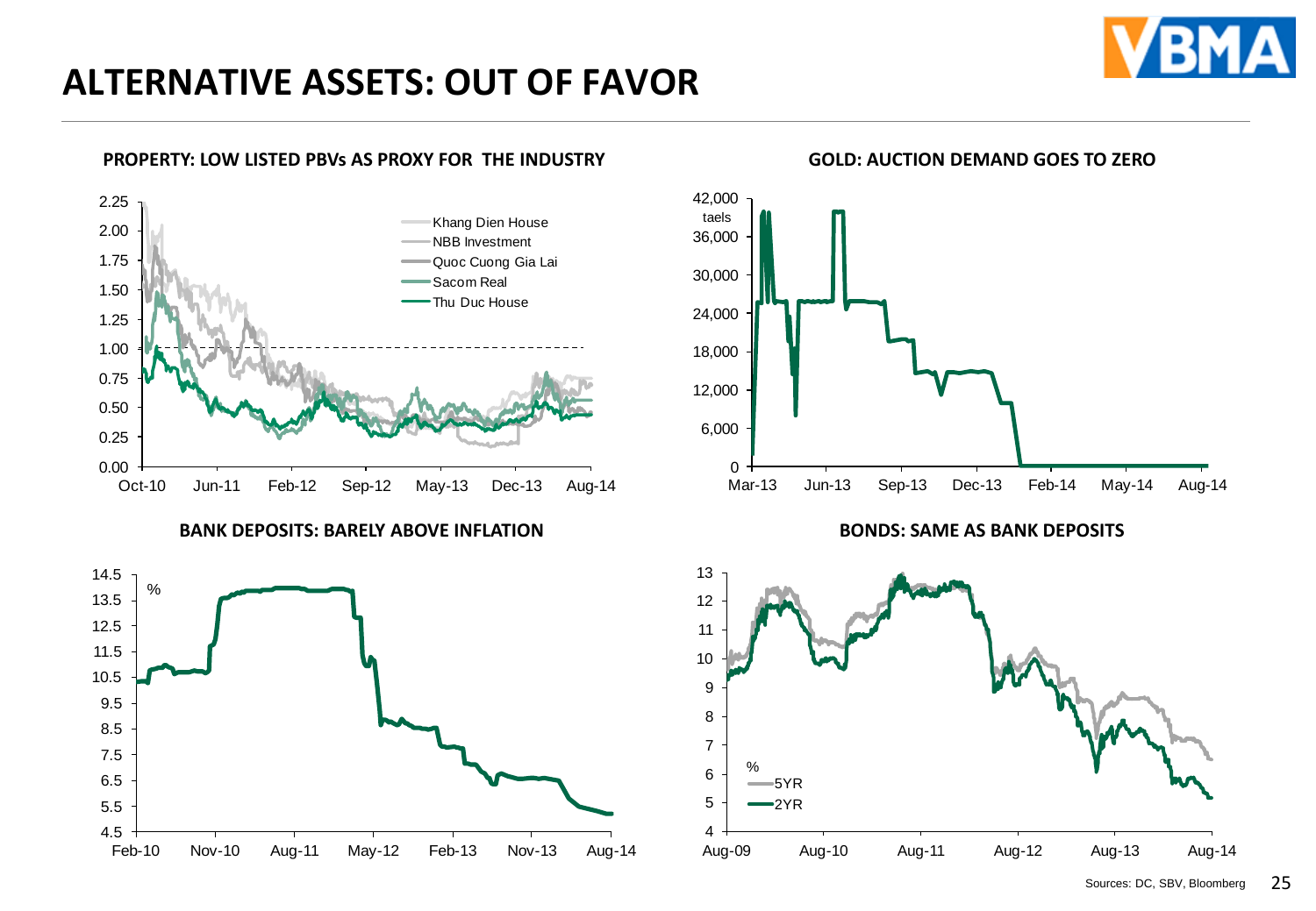# ALTERNATIVE ASSETS: OUT OF FAVOR

**PROPERTY: LOW LISTED PBVs AS PROXY FOR THE INDUSTRY**

Khang Dien House
NBB Investment
Quoc Cuong Gia Lai
Sacom Real
Thu Duc House

**GOLD: AUCTION DEMAND GOES TO ZERO**

taels

**BANK DEPOSITS: BARELY ABOVE INFLATION**

%

**BONDS: SAME AS BANK DEPOSITS**

%
5YR
2YR

Sources: DC, SBV, Bloomberg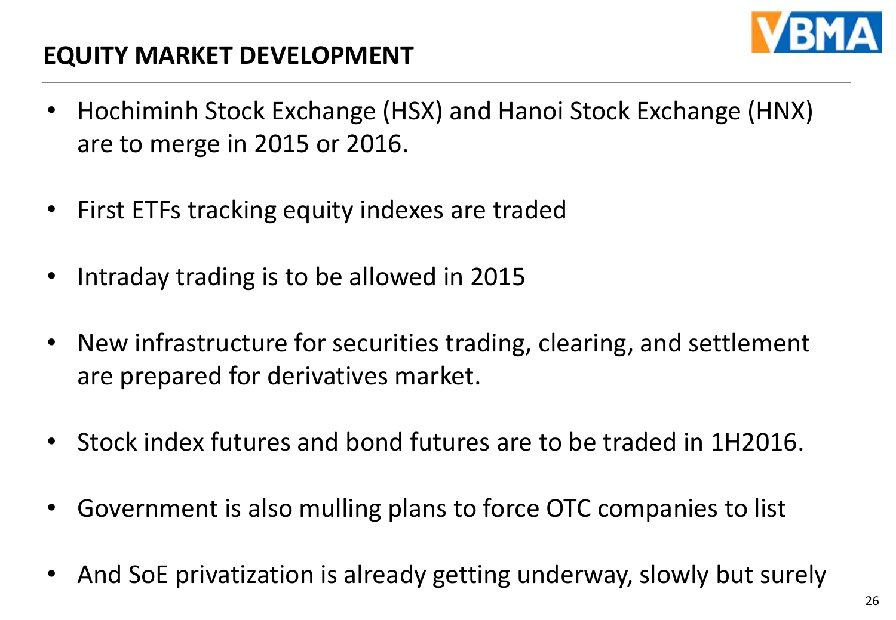# EQUITY MARKET DEVELOPMENT

- Hochiminh Stock Exchange (HSX) and Hanoi Stock Exchange (HNX) are to merge in 2015 or 2016.
- First ETFs tracking equity indexes are traded
- Intraday trading is to be allowed in 2015
- New infrastructure for securities trading, clearing, and settlement are prepared for derivatives market.
- Stock index futures and bond futures are to be traded in 1H2016.
- Government is also mulling plans to force OTC companies to list
- And SoE privatization is already getting underway, slowly but surely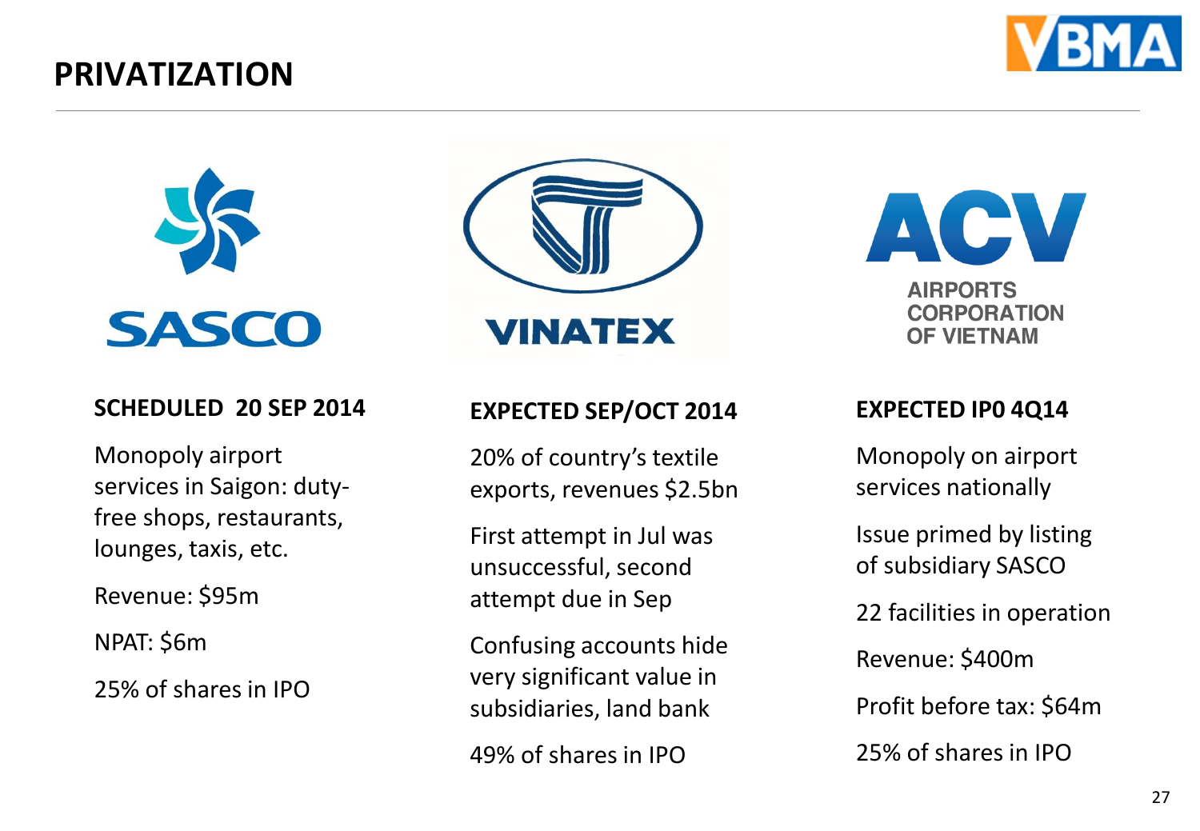# PRIVATIZATION

## SASCO

**SCHEDULED 20 SEP 2014**

Monopoly airport services in Saigon: duty-free shops, restaurants, lounges, taxis, etc.

Revenue: $95m

NPAT: $6m

25% of shares in IPO

## VINATEX

**EXPECTED SEP/OCT 2014**

20% of country's textile exports, revenues $2.5bn

First attempt in Jul was unsuccessful, second attempt due in Sep

Confusing accounts hide very significant value in subsidiaries, land bank

49% of shares in IPO

## ACV – AIRPORTS CORPORATION OF VIETNAM

**EXPECTED IP0 4Q14**

Monopoly on airport services nationally

Issue primed by listing of subsidiary SASCO

22 facilities in operation

Revenue: $400m

Profit before tax: $64m

25% of shares in IPO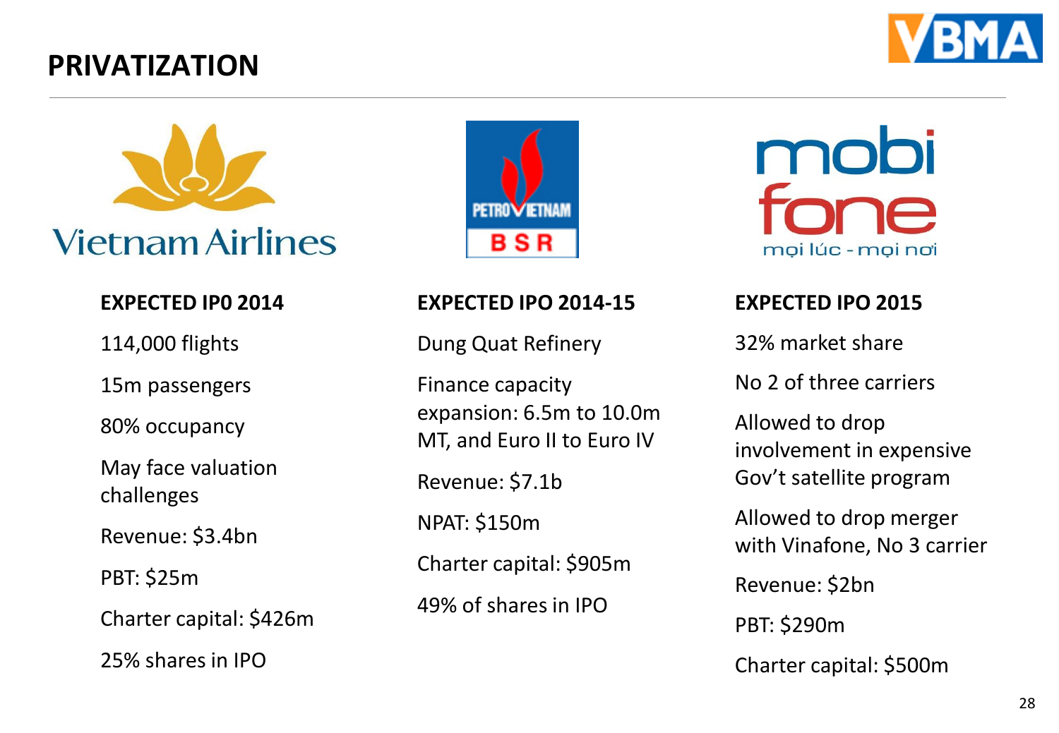# PRIVATIZATION

## Vietnam Airlines

**EXPECTED IP0 2014**

114,000 flights

15m passengers

80% occupancy

May face valuation challenges

Revenue: $3.4bn

PBT: $25m

Charter capital: $426m

25% shares in IPO

## PETROVIETNAM BSR

**EXPECTED IPO 2014-15**

Dung Quat Refinery

Finance capacity expansion: 6.5m to 10.0m MT, and Euro II to Euro IV

Revenue: $7.1b

NPAT: $150m

Charter capital: $905m

49% of shares in IPO

## mobifone – mọi lúc - mọi nơi

**EXPECTED IPO 2015**

32% market share

No 2 of three carriers

Allowed to drop involvement in expensive Gov't satellite program

Allowed to drop merger with Vinafone, No 3 carrier

Revenue: $2bn

PBT: $290m

Charter capital: $500m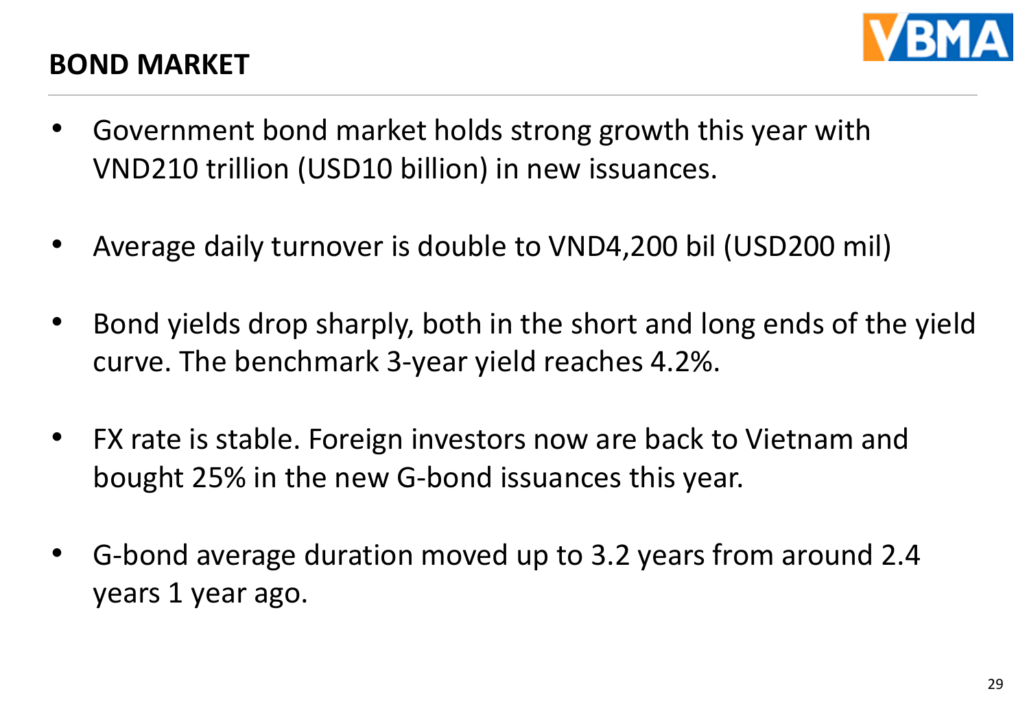## BOND MARKET

- Government bond market holds strong growth this year with VND210 trillion (USD10 billion) in new issuances.
- Average daily turnover is double to VND4,200 bil (USD200 mil)
- Bond yields drop sharply, both in the short and long ends of the yield curve. The benchmark 3-year yield reaches 4.2%.
- FX rate is stable. Foreign investors now are back to Vietnam and bought 25% in the new G-bond issuances this year.
- G-bond average duration moved up to 3.2 years from around 2.4 years 1 year ago.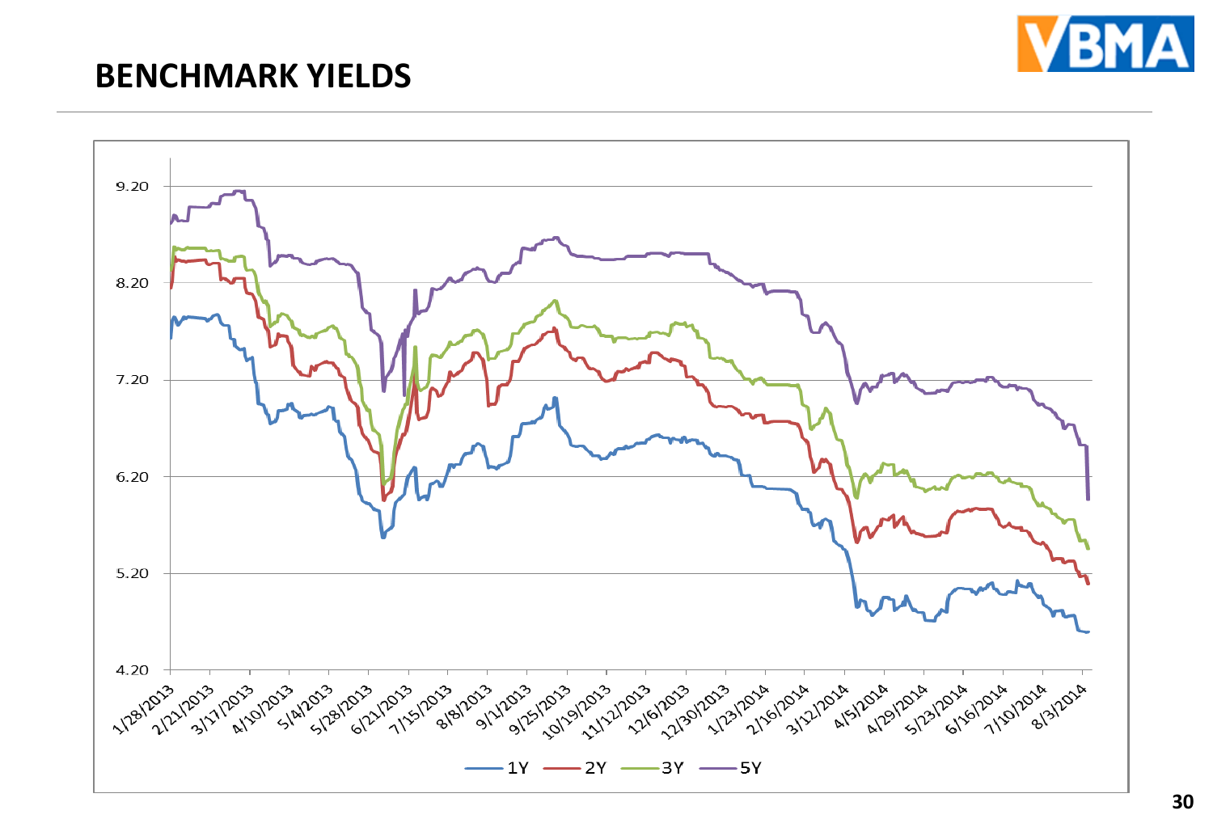# BENCHMARK YIELDS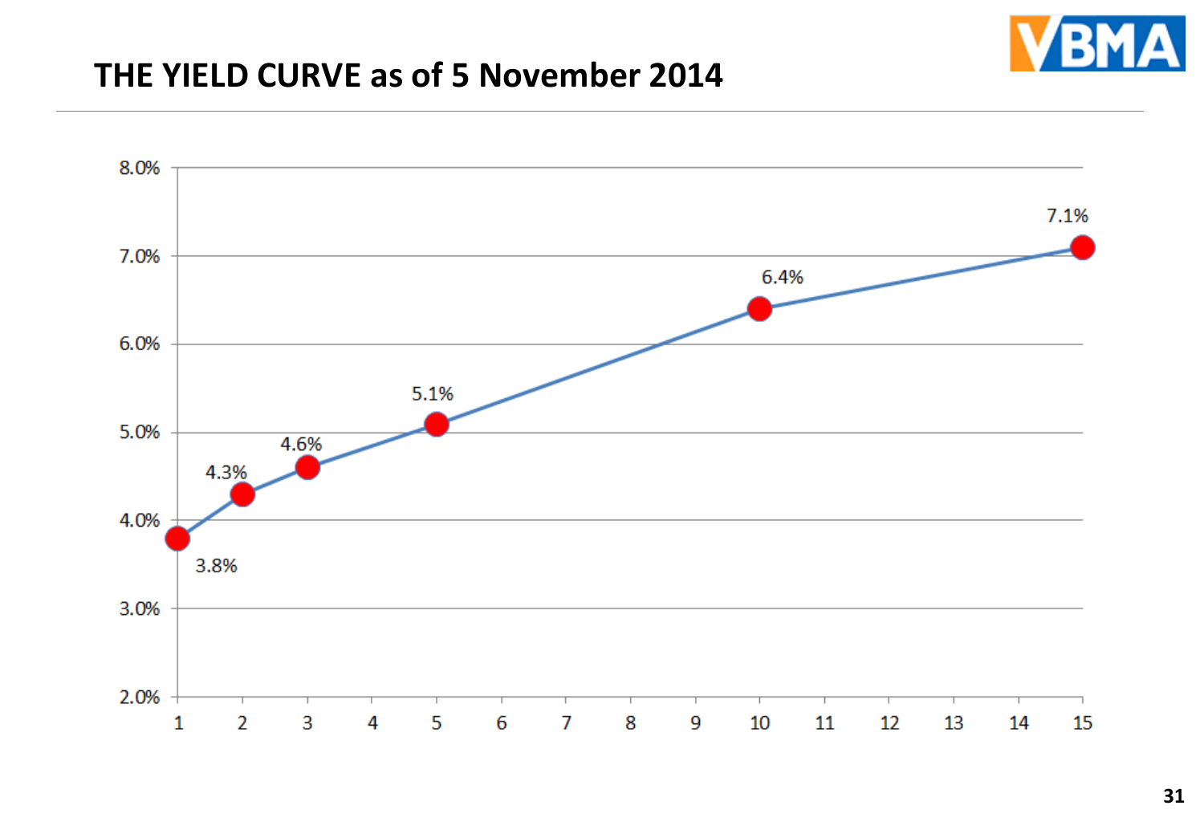# THE YIELD CURVE as of 5 November 2014

| Tenor (years) | Yield |
|---|---|
| 1 | 3.8% |
| 2 | 4.3% |
| 3 | 4.6% |
| 5 | 5.1% |
| 10 | 6.4% |
| 15 | 7.1% |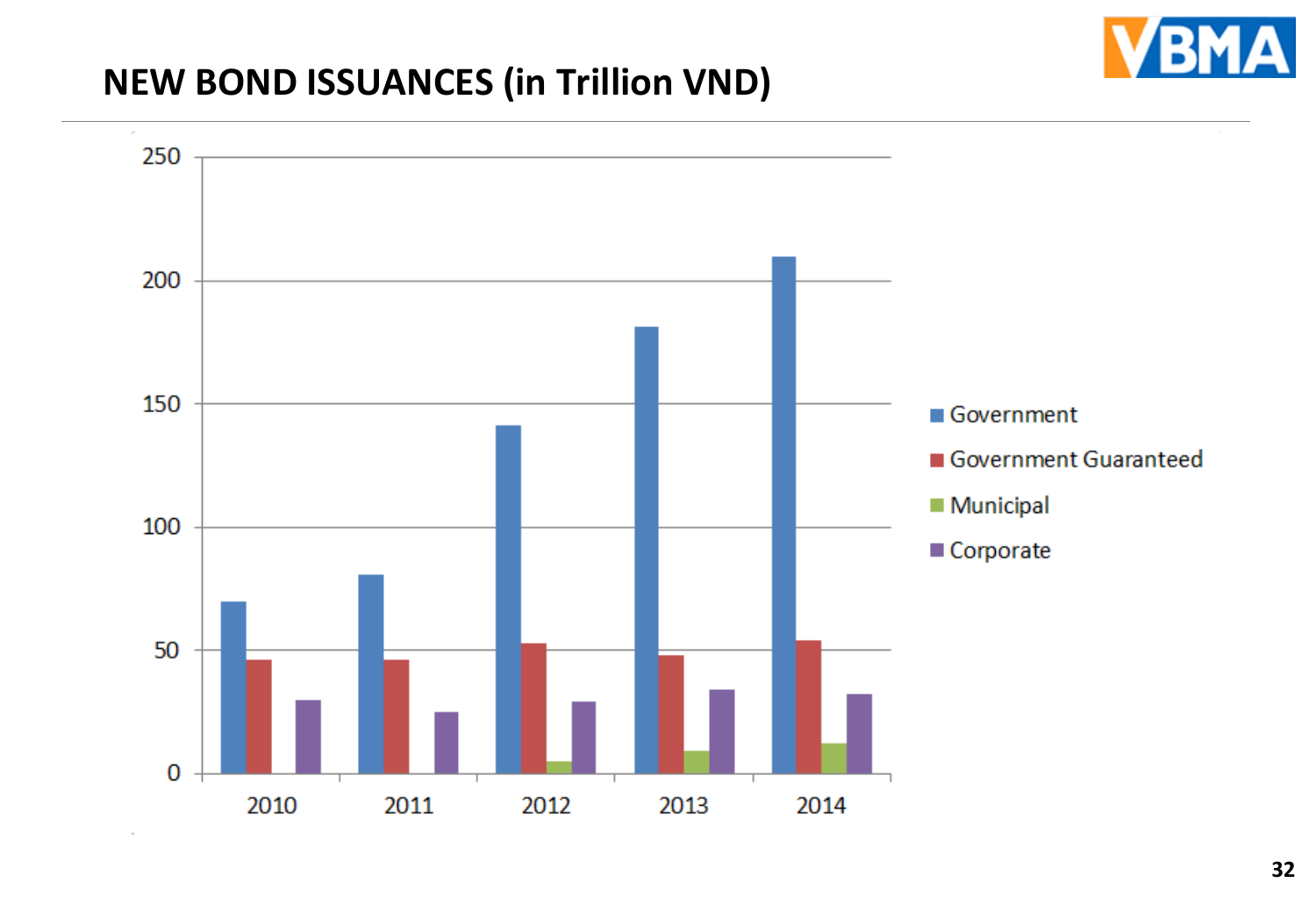# NEW BOND ISSUANCES (in Trillion VND)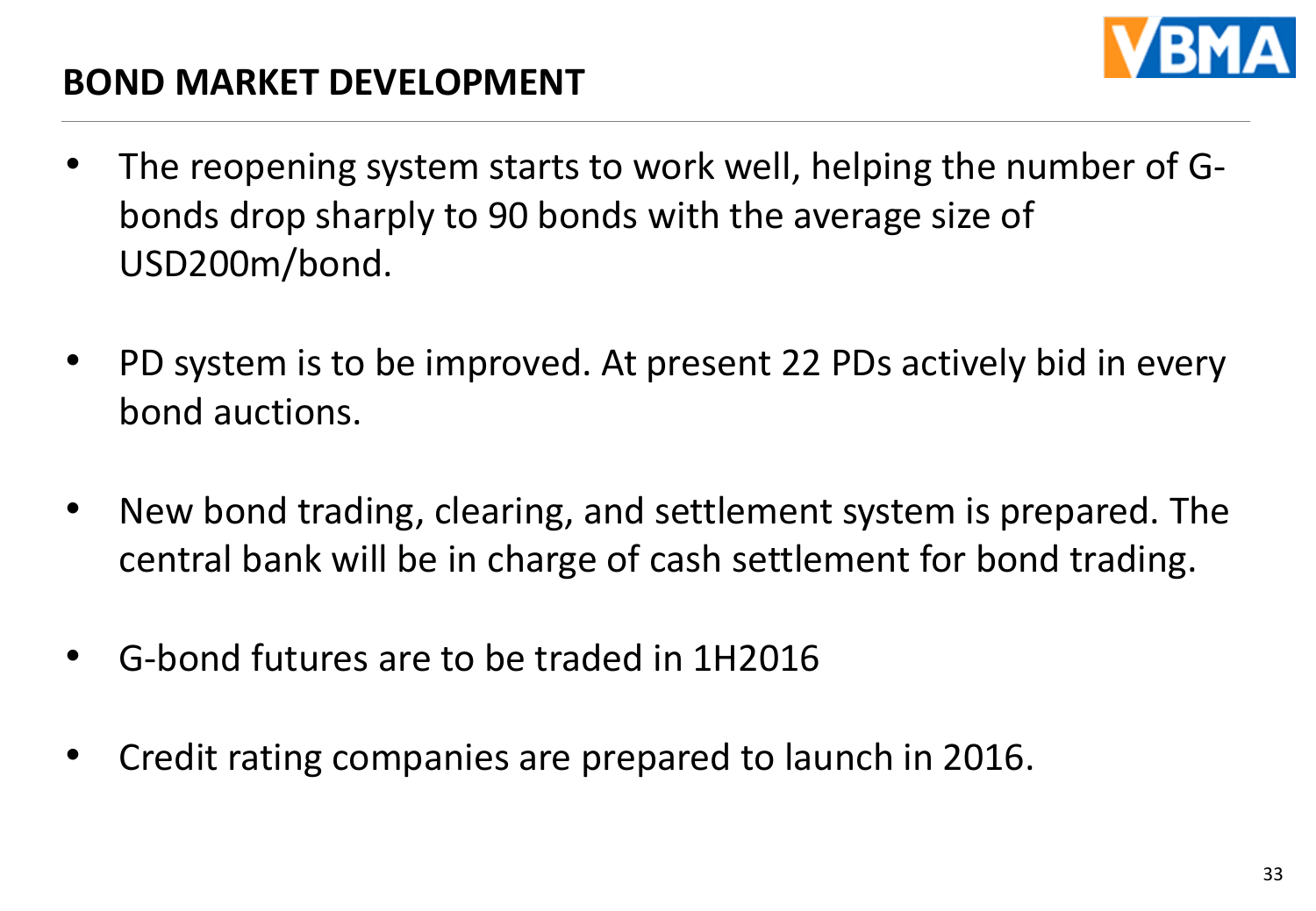## BOND MARKET DEVELOPMENT

- The reopening system starts to work well, helping the number of G-bonds drop sharply to 90 bonds with the average size of USD200m/bond.
- PD system is to be improved. At present 22 PDs actively bid in every bond auctions.
- New bond trading, clearing, and settlement system is prepared. The central bank will be in charge of cash settlement for bond trading.
- G-bond futures are to be traded in 1H2016
- Credit rating companies are prepared to launch in 2016.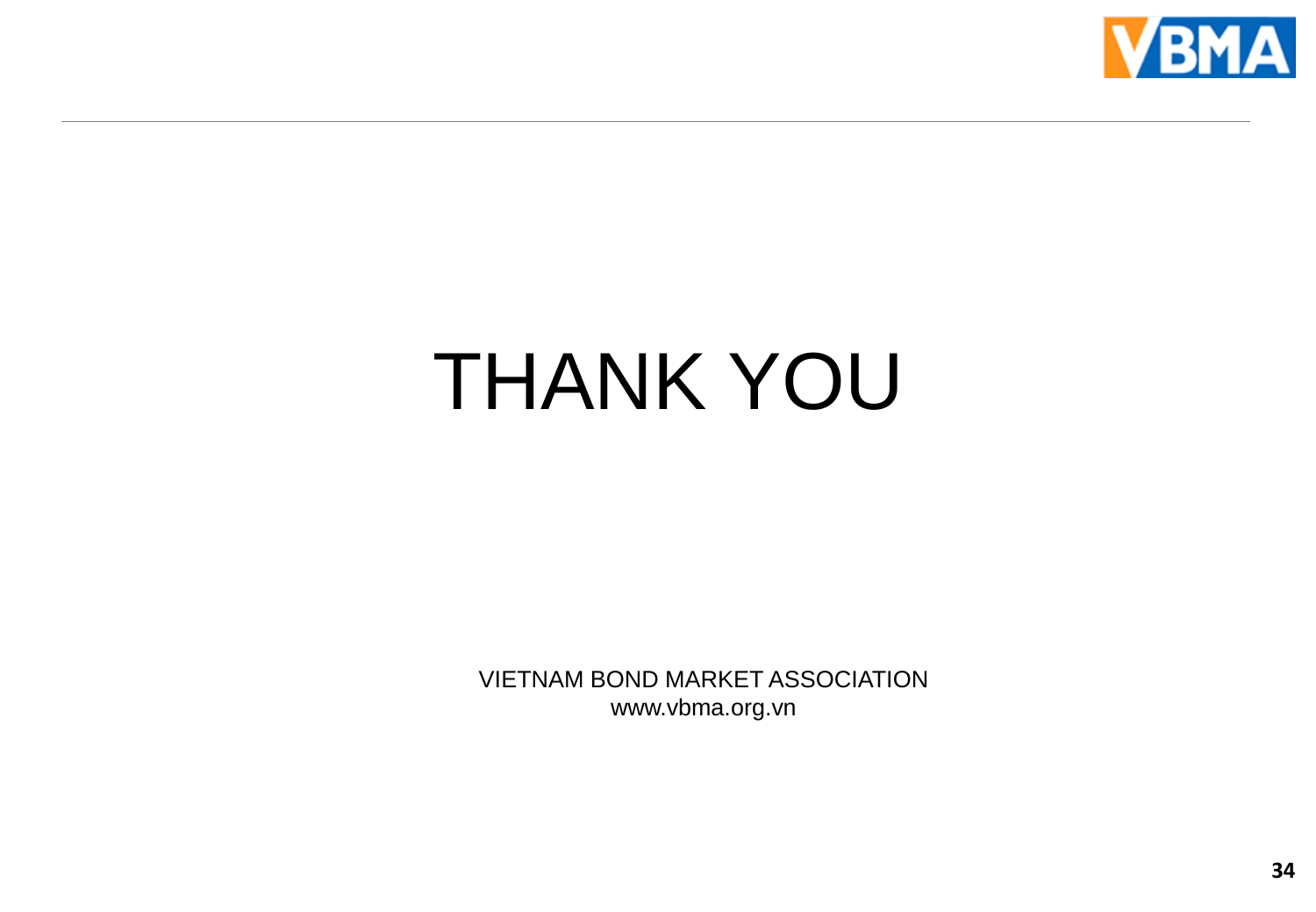# THANK YOU

VIETNAM BOND MARKET ASSOCIATION
www.vbma.org.vn